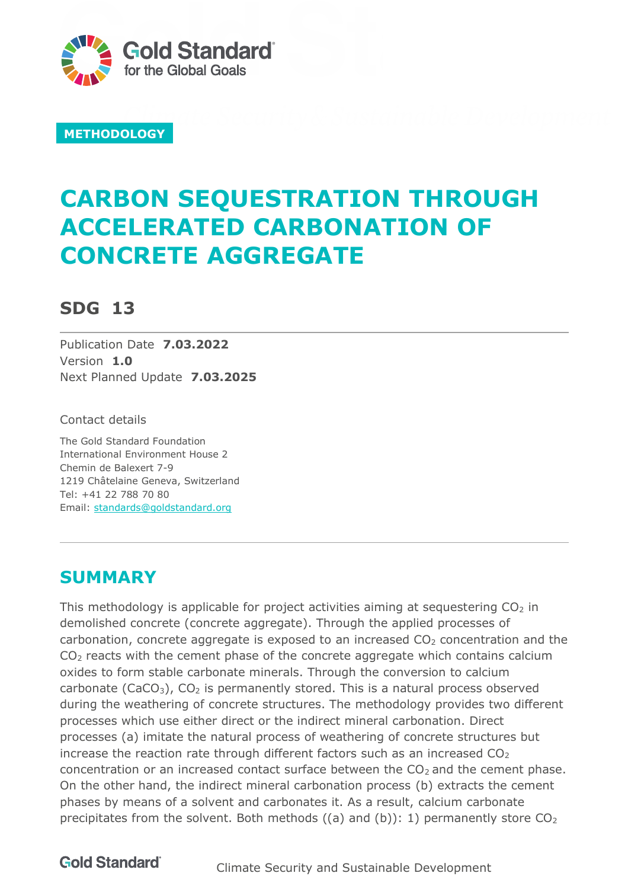METHODOLOGY

# CARBON SEQUESTRATION THROUGH ACCELERATED CARBONATION OF CONCRETE AGGREGATE

## SDG 13

Publication Date **7.03.2022**
Version **1.0**
Next Planned Update **7.03.2025**

Contact details

The Gold Standard Foundation
International Environment House 2
Chemin de Balexert 7-9
1219 Châtelaine Geneva, Switzerland
Tel: +41 22 788 70 80
Email: standards@goldstandard.org

## SUMMARY

This methodology is applicable for project activities aiming at sequestering $CO_2$ in demolished concrete (concrete aggregate). Through the applied processes of carbonation, concrete aggregate is exposed to an increased $CO_2$ concentration and the $CO_2$ reacts with the cement phase of the concrete aggregate which contains calcium oxides to form stable carbonate minerals. Through the conversion to calcium carbonate ($CaCO_3$), $CO_2$ is permanently stored. This is a natural process observed during the weathering of concrete structures. The methodology provides two different processes which use either direct or the indirect mineral carbonation. Direct processes (a) imitate the natural process of weathering of concrete structures but increase the reaction rate through different factors such as an increased $CO_2$ concentration or an increased contact surface between the $CO_2$ and the cement phase. On the other hand, the indirect mineral carbonation process (b) extracts the cement phases by means of a solvent and carbonates it. As a result, calcium carbonate precipitates from the solvent. Both methods ((a) and (b)): 1) permanently store $CO_2$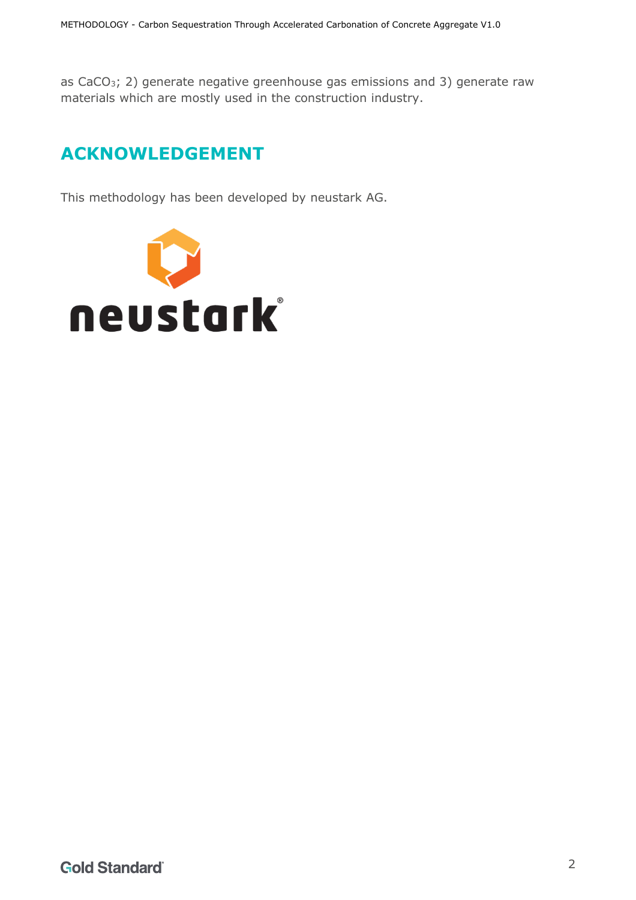as $CaCO_3$; 2) generate negative greenhouse gas emissions and 3) generate raw materials which are mostly used in the construction industry.

## ACKNOWLEDGEMENT

This methodology has been developed by neustark AG.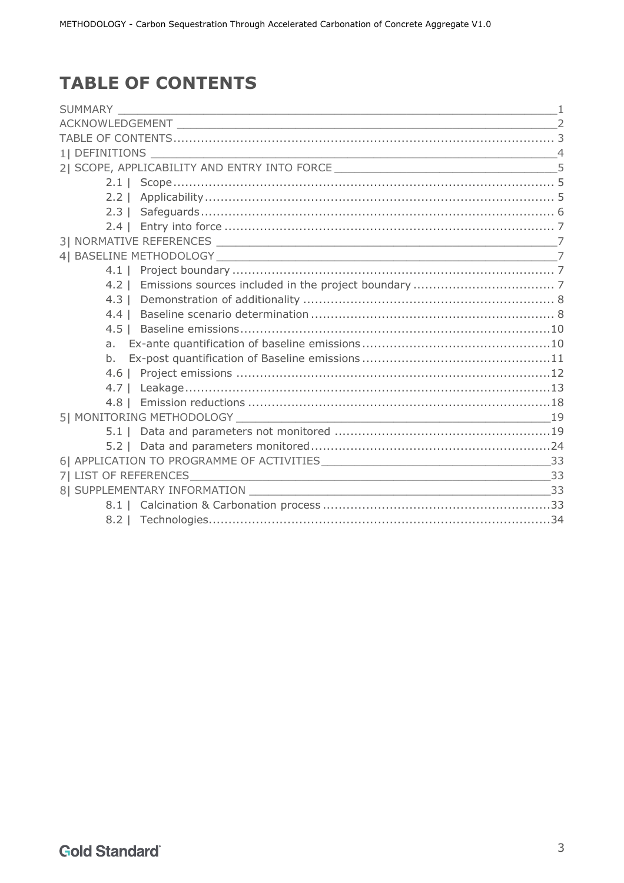# TABLE OF CONTENTS

SUMMARY ... 1
ACKNOWLEDGEMENT ... 2
TABLE OF CONTENTS ... 3
1| DEFINITIONS ... 4
2| SCOPE, APPLICABILITY AND ENTRY INTO FORCE ... 5
- 2.1 | Scope ... 5
- 2.2 | Applicability ... 5
- 2.3 | Safeguards ... 6
- 2.4 | Entry into force ... 7

3| NORMATIVE REFERENCES ... 7
4| BASELINE METHODOLOGY ... 7
- 4.1 | Project boundary ... 7
- 4.2 | Emissions sources included in the project boundary ... 7
- 4.3 | Demonstration of additionality ... 8
- 4.4 | Baseline scenario determination ... 8
- 4.5 | Baseline emissions ... 10
  - a. Ex-ante quantification of baseline emissions ... 10
  - b. Ex-post quantification of Baseline emissions ... 11
- 4.6 | Project emissions ... 12
- 4.7 | Leakage ... 13
- 4.8 | Emission reductions ... 18

5| MONITORING METHODOLOGY ... 19
- 5.1 | Data and parameters not monitored ... 19
- 5.2 | Data and parameters monitored ... 24

6| APPLICATION TO PROGRAMME OF ACTIVITIES ... 33
7| LIST OF REFERENCES ... 33
8| SUPPLEMENTARY INFORMATION ... 33
- 8.1 | Calcination & Carbonation process ... 33
- 8.2 | Technologies ... 34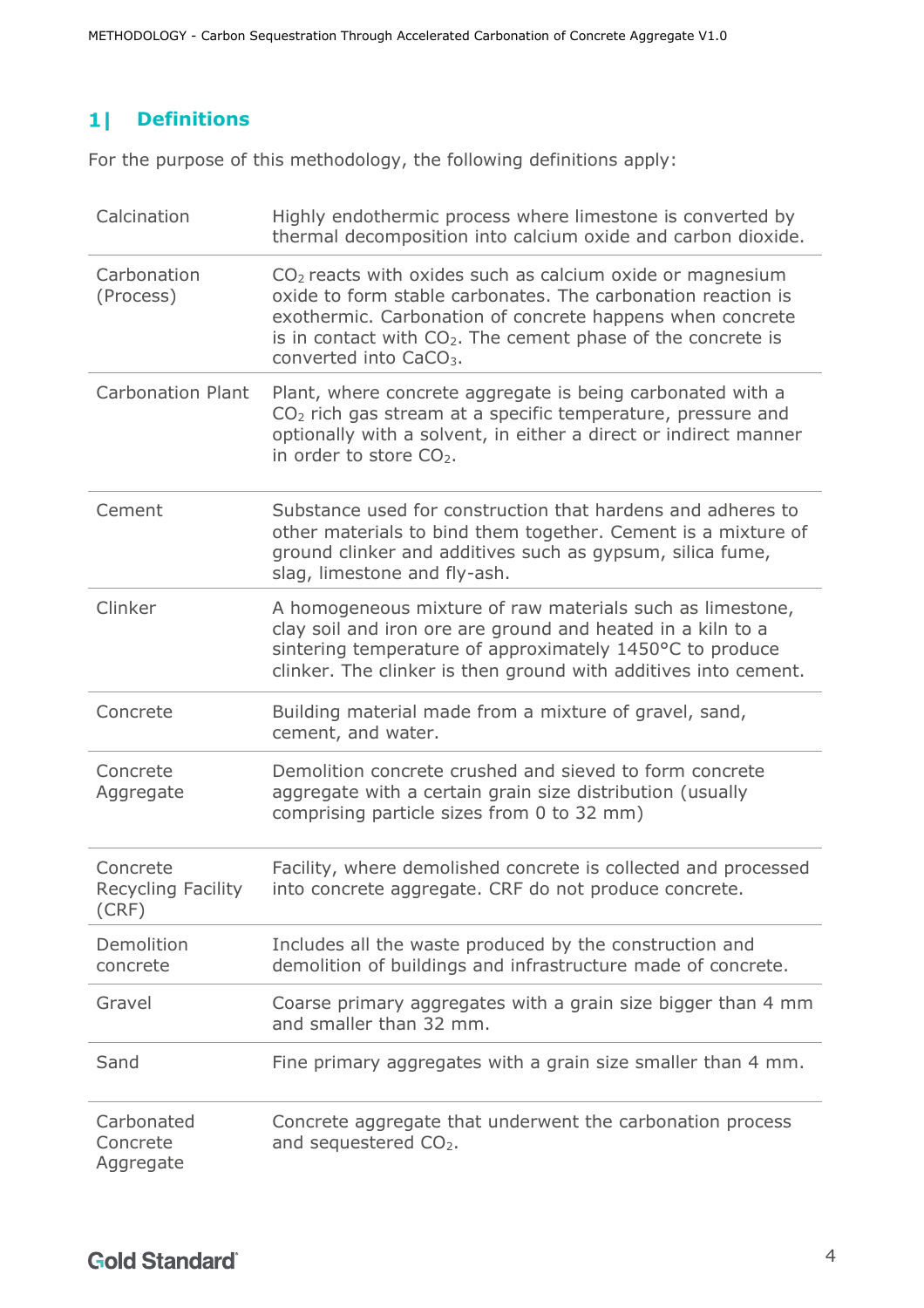## 1| Definitions

For the purpose of this methodology, the following definitions apply:

| | |
|---|---|
| Calcination | Highly endothermic process where limestone is converted by thermal decomposition into calcium oxide and carbon dioxide. |
| Carbonation (Process) | $CO_2$ reacts with oxides such as calcium oxide or magnesium oxide to form stable carbonates. The carbonation reaction is exothermic. Carbonation of concrete happens when concrete is in contact with $CO_2$. The cement phase of the concrete is converted into $CaCO_3$. |
| Carbonation Plant | Plant, where concrete aggregate is being carbonated with a $CO_2$ rich gas stream at a specific temperature, pressure and optionally with a solvent, in either a direct or indirect manner in order to store $CO_2$. |
| Cement | Substance used for construction that hardens and adheres to other materials to bind them together. Cement is a mixture of ground clinker and additives such as gypsum, silica fume, slag, limestone and fly-ash. |
| Clinker | A homogeneous mixture of raw materials such as limestone, clay soil and iron ore are ground and heated in a kiln to a sintering temperature of approximately 1450°C to produce clinker. The clinker is then ground with additives into cement. |
| Concrete | Building material made from a mixture of gravel, sand, cement, and water. |
| Concrete Aggregate | Demolition concrete crushed and sieved to form concrete aggregate with a certain grain size distribution (usually comprising particle sizes from 0 to 32 mm) |
| Concrete Recycling Facility (CRF) | Facility, where demolished concrete is collected and processed into concrete aggregate. CRF do not produce concrete. |
| Demolition concrete | Includes all the waste produced by the construction and demolition of buildings and infrastructure made of concrete. |
| Gravel | Coarse primary aggregates with a grain size bigger than 4 mm and smaller than 32 mm. |
| Sand | Fine primary aggregates with a grain size smaller than 4 mm. |
| Carbonated Concrete Aggregate | Concrete aggregate that underwent the carbonation process and sequestered $CO_2$. |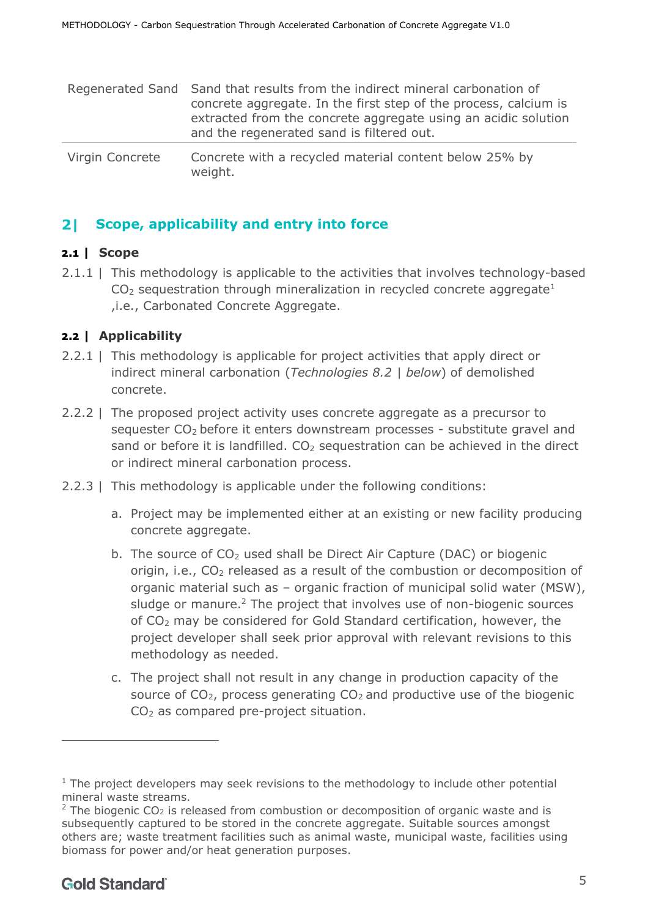| | |
|---|---|
| Regenerated Sand | Sand that results from the indirect mineral carbonation of concrete aggregate. In the first step of the process, calcium is extracted from the concrete aggregate using an acidic solution and the regenerated sand is filtered out. |
| Virgin Concrete | Concrete with a recycled material content below 25% by weight. |

## 2| Scope, applicability and entry into force

### 2.1 | Scope

2.1.1 | This methodology is applicable to the activities that involves technology-based $CO_2$ sequestration through mineralization in recycled concrete aggregate[1] ,i.e., Carbonated Concrete Aggregate.

### 2.2 | Applicability

2.2.1 | This methodology is applicable for project activities that apply direct or indirect mineral carbonation (*Technologies 8.2 | below*) of demolished concrete.

2.2.2 | The proposed project activity uses concrete aggregate as a precursor to sequester $CO_2$ before it enters downstream processes - substitute gravel and sand or before it is landfilled. $CO_2$ sequestration can be achieved in the direct or indirect mineral carbonation process.

2.2.3 | This methodology is applicable under the following conditions:

a. Project may be implemented either at an existing or new facility producing concrete aggregate.

b. The source of $CO_2$ used shall be Direct Air Capture (DAC) or biogenic origin, i.e., $CO_2$ released as a result of the combustion or decomposition of organic material such as – organic fraction of municipal solid water (MSW), sludge or manure.[2] The project that involves use of non-biogenic sources of $CO_2$ may be considered for Gold Standard certification, however, the project developer shall seek prior approval with relevant revisions to this methodology as needed.

c. The project shall not result in any change in production capacity of the source of $CO_2$, process generating $CO_2$ and productive use of the biogenic $CO_2$ as compared pre-project situation.

---

[1] The project developers may seek revisions to the methodology to include other potential mineral waste streams.

[2] The biogenic $CO_2$ is released from combustion or decomposition of organic waste and is subsequently captured to be stored in the concrete aggregate. Suitable sources amongst others are; waste treatment facilities such as animal waste, municipal waste, facilities using biomass for power and/or heat generation purposes.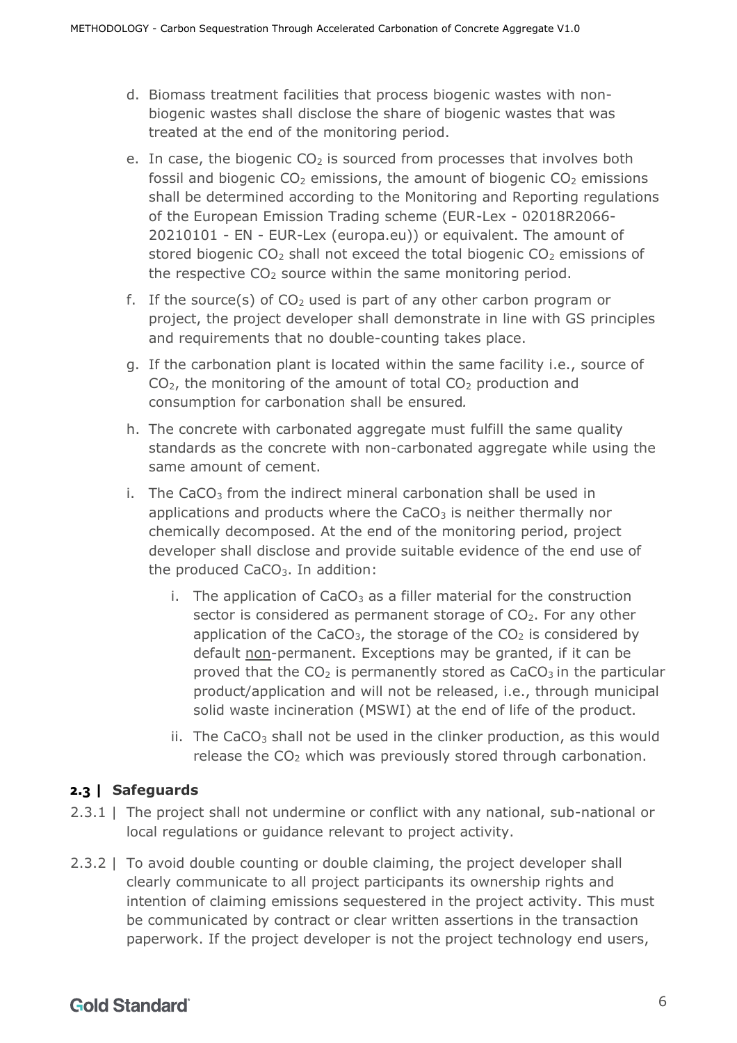d. Biomass treatment facilities that process biogenic wastes with non-biogenic wastes shall disclose the share of biogenic wastes that was treated at the end of the monitoring period.

e. In case, the biogenic $CO_2$ is sourced from processes that involves both fossil and biogenic $CO_2$ emissions, the amount of biogenic $CO_2$ emissions shall be determined according to the Monitoring and Reporting regulations of the European Emission Trading scheme (EUR-Lex - 02018R2066-20210101 - EN - EUR-Lex (europa.eu)) or equivalent. The amount of stored biogenic $CO_2$ shall not exceed the total biogenic $CO_2$ emissions of the respective $CO_2$ source within the same monitoring period.

f. If the source(s) of $CO_2$ used is part of any other carbon program or project, the project developer shall demonstrate in line with GS principles and requirements that no double-counting takes place.

g. If the carbonation plant is located within the same facility i.e., source of $CO_2$, the monitoring of the amount of total $CO_2$ production and consumption for carbonation shall be ensured.

h. The concrete with carbonated aggregate must fulfill the same quality standards as the concrete with non-carbonated aggregate while using the same amount of cement.

i. The $CaCO_3$ from the indirect mineral carbonation shall be used in applications and products where the $CaCO_3$ is neither thermally nor chemically decomposed. At the end of the monitoring period, project developer shall disclose and provide suitable evidence of the end use of the produced $CaCO_3$. In addition:

   i. The application of $CaCO_3$ as a filler material for the construction sector is considered as permanent storage of $CO_2$. For any other application of the $CaCO_3$, the storage of the $CO_2$ is considered by default <u>non</u>-permanent. Exceptions may be granted, if it can be proved that the $CO_2$ is permanently stored as $CaCO_3$ in the particular product/application and will not be released, i.e., through municipal solid waste incineration (MSWI) at the end of life of the product.

   ii. The $CaCO_3$ shall not be used in the clinker production, as this would release the $CO_2$ which was previously stored through carbonation.

## 2.3 | Safeguards

2.3.1 | The project shall not undermine or conflict with any national, sub-national or local regulations or guidance relevant to project activity.

2.3.2 | To avoid double counting or double claiming, the project developer shall clearly communicate to all project participants its ownership rights and intention of claiming emissions sequestered in the project activity. This must be communicated by contract or clear written assertions in the transaction paperwork. If the project developer is not the project technology end users,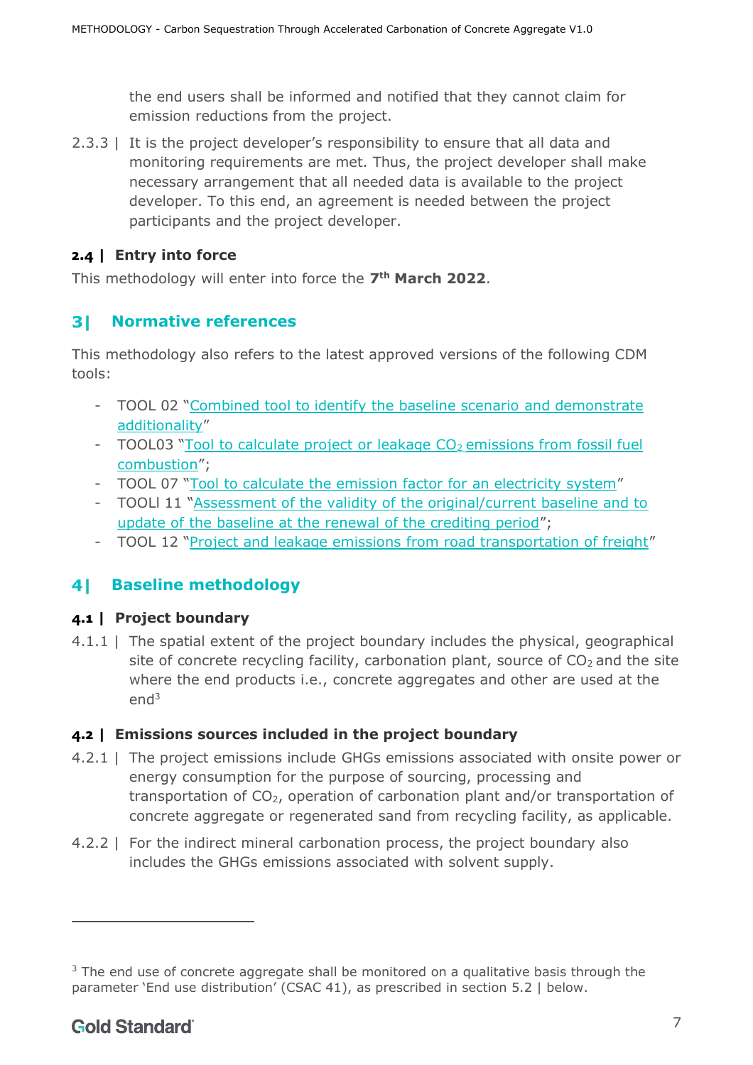the end users shall be informed and notified that they cannot claim for emission reductions from the project.

2.3.3 | It is the project developer's responsibility to ensure that all data and monitoring requirements are met. Thus, the project developer shall make necessary arrangement that all needed data is available to the project developer. To this end, an agreement is needed between the project participants and the project developer.

### 2.4 | Entry into force

This methodology will enter into force the **7th March 2022**.

## 3| Normative references

This methodology also refers to the latest approved versions of the following CDM tools:

- TOOL 02 "Combined tool to identify the baseline scenario and demonstrate additionality"
- TOOL03 "Tool to calculate project or leakage $CO_2$ emissions from fossil fuel combustion";
- TOOL 07 "Tool to calculate the emission factor for an electricity system"
- TOOLl 11 "Assessment of the validity of the original/current baseline and to update of the baseline at the renewal of the crediting period";
- TOOL 12 "Project and leakage emissions from road transportation of freight"

## 4| Baseline methodology

### 4.1 | Project boundary

4.1.1 | The spatial extent of the project boundary includes the physical, geographical site of concrete recycling facility, carbonation plant, source of $CO_2$ and the site where the end products i.e., concrete aggregates and other are used at the end[3]

### 4.2 | Emissions sources included in the project boundary

4.2.1 | The project emissions include GHGs emissions associated with onsite power or energy consumption for the purpose of sourcing, processing and transportation of $CO_2$, operation of carbonation plant and/or transportation of concrete aggregate or regenerated sand from recycling facility, as applicable.

4.2.2 | For the indirect mineral carbonation process, the project boundary also includes the GHGs emissions associated with solvent supply.

[3] The end use of concrete aggregate shall be monitored on a qualitative basis through the parameter 'End use distribution' (CSAC 41), as prescribed in section 5.2 | below.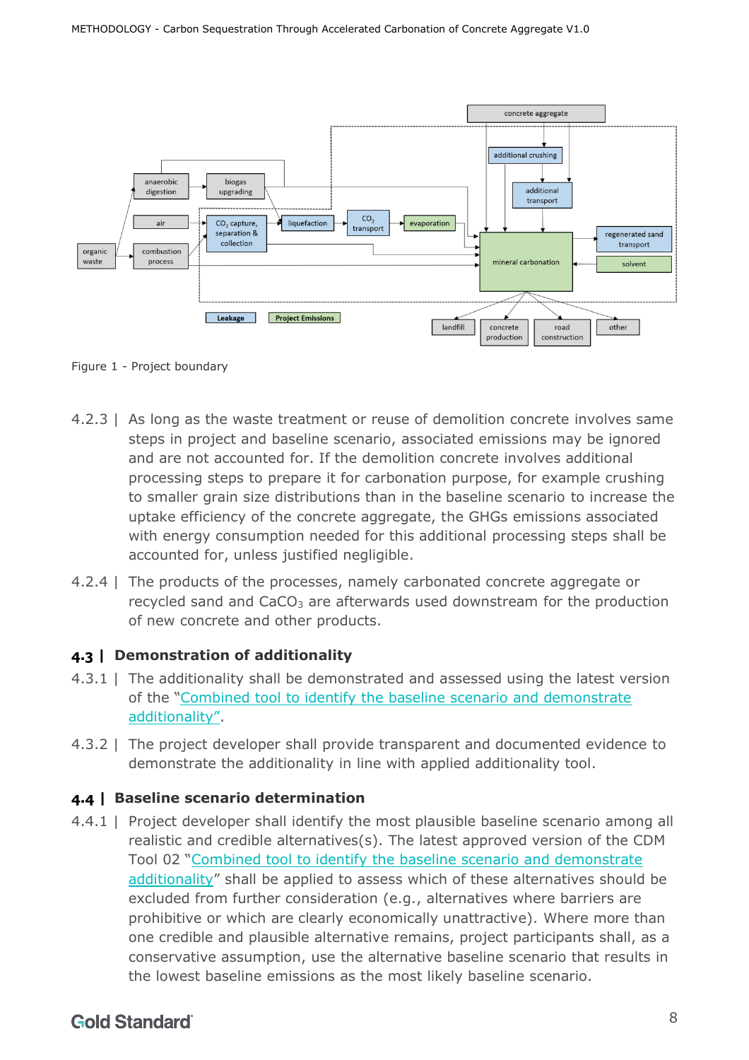concrete aggregate

additional crushing

additional transport

anaerobic digestion

biogas upgrading

air

$CO_2$ capture, separation & collection

liquefaction

$CO_2$ transport

evaporation

organic waste

combustion process

mineral carbonation

regenerated sand transport

solvent

Leakage

Project Emissions

landfill

concrete production

road construction

other

Figure 1 - Project boundary

4.2.3 | As long as the waste treatment or reuse of demolition concrete involves same steps in project and baseline scenario, associated emissions may be ignored and are not accounted for. If the demolition concrete involves additional processing steps to prepare it for carbonation purpose, for example crushing to smaller grain size distributions than in the baseline scenario to increase the uptake efficiency of the concrete aggregate, the GHGs emissions associated with energy consumption needed for this additional processing steps shall be accounted for, unless justified negligible.

4.2.4 | The products of the processes, namely carbonated concrete aggregate or recycled sand and $CaCO_3$ are afterwards used downstream for the production of new concrete and other products.

## 4.3 | Demonstration of additionality

4.3.1 | The additionality shall be demonstrated and assessed using the latest version of the "Combined tool to identify the baseline scenario and demonstrate additionality".

4.3.2 | The project developer shall provide transparent and documented evidence to demonstrate the additionality in line with applied additionality tool.

## 4.4 | Baseline scenario determination

4.4.1 | Project developer shall identify the most plausible baseline scenario among all realistic and credible alternatives(s). The latest approved version of the CDM Tool 02 "Combined tool to identify the baseline scenario and demonstrate additionality" shall be applied to assess which of these alternatives should be excluded from further consideration (e.g., alternatives where barriers are prohibitive or which are clearly economically unattractive). Where more than one credible and plausible alternative remains, project participants shall, as a conservative assumption, use the alternative baseline scenario that results in the lowest baseline emissions as the most likely baseline scenario.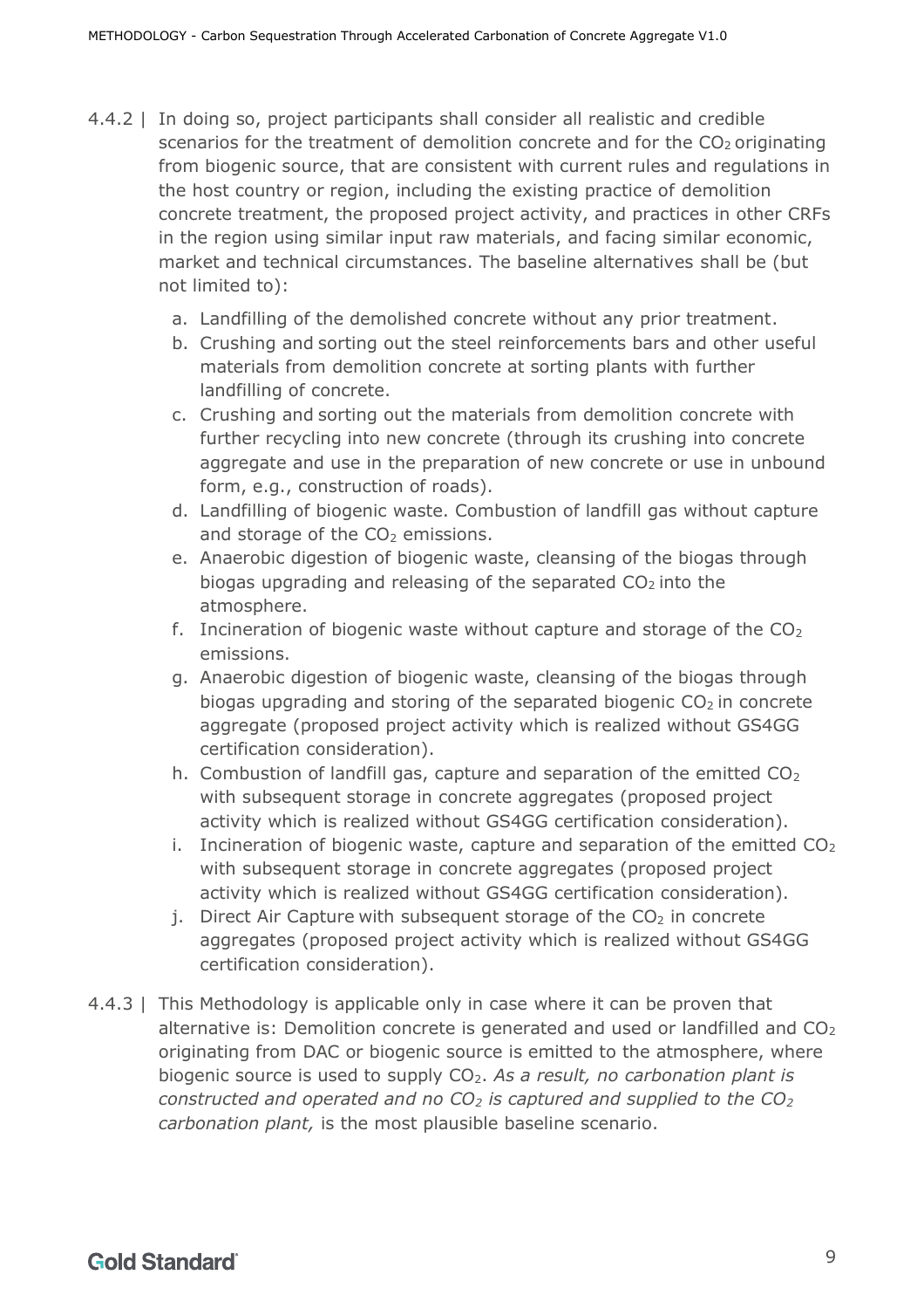4.4.2 | In doing so, project participants shall consider all realistic and credible scenarios for the treatment of demolition concrete and for the $CO_2$ originating from biogenic source, that are consistent with current rules and regulations in the host country or region, including the existing practice of demolition concrete treatment, the proposed project activity, and practices in other CRFs in the region using similar input raw materials, and facing similar economic, market and technical circumstances. The baseline alternatives shall be (but not limited to):

a. Landfilling of the demolished concrete without any prior treatment.
b. Crushing and sorting out the steel reinforcements bars and other useful materials from demolition concrete at sorting plants with further landfilling of concrete.
c. Crushing and sorting out the materials from demolition concrete with further recycling into new concrete (through its crushing into concrete aggregate and use in the preparation of new concrete or use in unbound form, e.g., construction of roads).
d. Landfilling of biogenic waste. Combustion of landfill gas without capture and storage of the $CO_2$ emissions.
e. Anaerobic digestion of biogenic waste, cleansing of the biogas through biogas upgrading and releasing of the separated $CO_2$ into the atmosphere.
f. Incineration of biogenic waste without capture and storage of the $CO_2$ emissions.
g. Anaerobic digestion of biogenic waste, cleansing of the biogas through biogas upgrading and storing of the separated biogenic $CO_2$ in concrete aggregate (proposed project activity which is realized without GS4GG certification consideration).
h. Combustion of landfill gas, capture and separation of the emitted $CO_2$ with subsequent storage in concrete aggregates (proposed project activity which is realized without GS4GG certification consideration).
i. Incineration of biogenic waste, capture and separation of the emitted $CO_2$ with subsequent storage in concrete aggregates (proposed project activity which is realized without GS4GG certification consideration).
j. Direct Air Capture with subsequent storage of the $CO_2$ in concrete aggregates (proposed project activity which is realized without GS4GG certification consideration).

4.4.3 | This Methodology is applicable only in case where it can be proven that alternative is: Demolition concrete is generated and used or landfilled and $CO_2$ originating from DAC or biogenic source is emitted to the atmosphere, where biogenic source is used to supply $CO_2$. *As a result, no carbonation plant is constructed and operated and no $CO_2$ is captured and supplied to the $CO_2$ carbonation plant,* is the most plausible baseline scenario.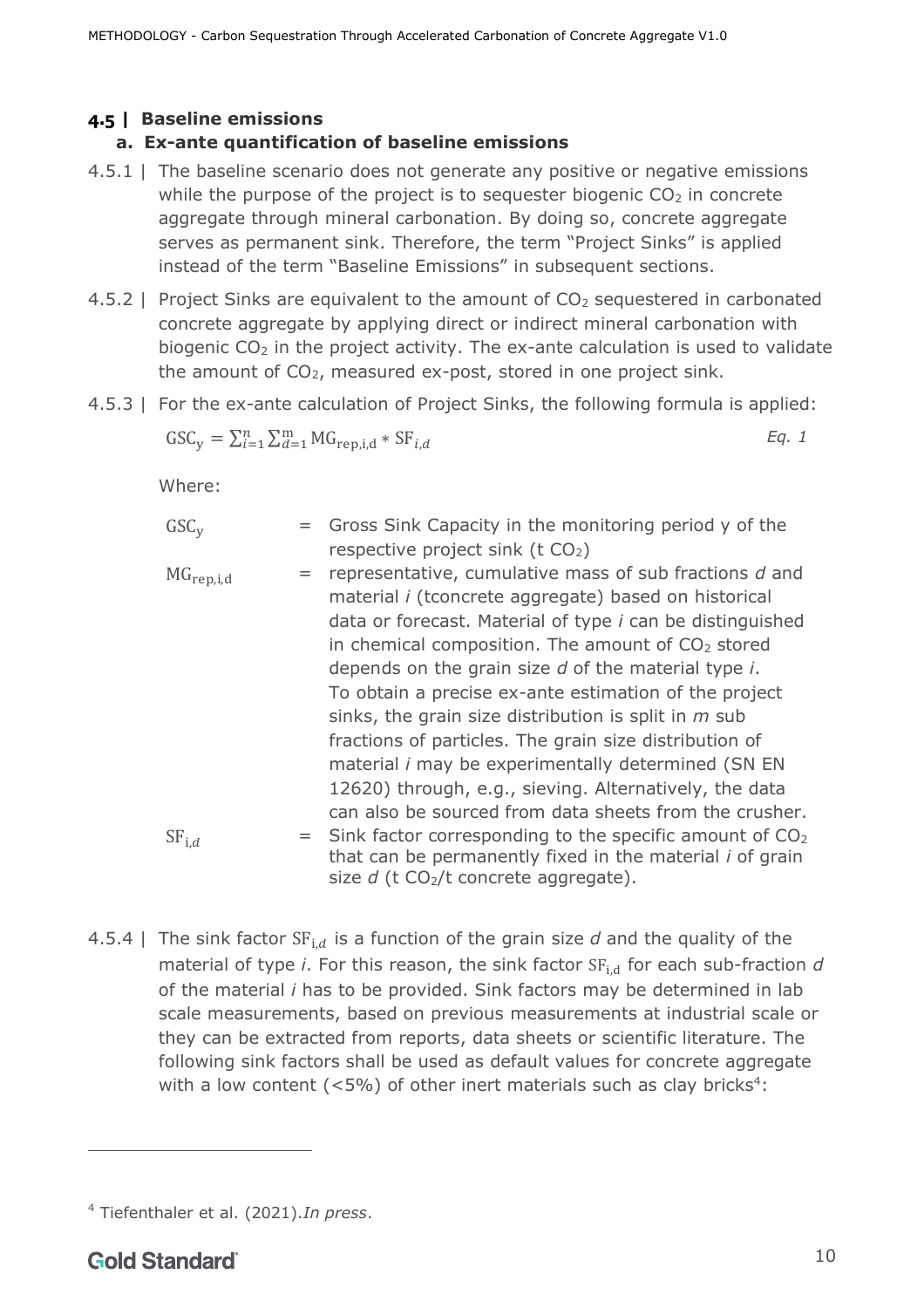## 4.5 | Baseline emissions

### a. Ex-ante quantification of baseline emissions

4.5.1 | The baseline scenario does not generate any positive or negative emissions while the purpose of the project is to sequester biogenic $CO_2$ in concrete aggregate through mineral carbonation. By doing so, concrete aggregate serves as permanent sink. Therefore, the term "Project Sinks" is applied instead of the term "Baseline Emissions" in subsequent sections.

4.5.2 | Project Sinks are equivalent to the amount of $CO_2$ sequestered in carbonated concrete aggregate by applying direct or indirect mineral carbonation with biogenic $CO_2$ in the project activity. The ex-ante calculation is used to validate the amount of $CO_2$, measured ex-post, stored in one project sink.

4.5.3 | For the ex-ante calculation of Project Sinks, the following formula is applied:

$$\mathrm{GSC_y} = \sum_{i=1}^{n} \sum_{d=1}^{m} \mathrm{MG_{rep,i,d}} * \mathrm{SF}_{i,d} \qquad \textit{Eq. 1}$$

Where:

| | | |
|---|---|---|
| $\mathrm{GSC_y}$ | = | Gross Sink Capacity in the monitoring period y of the respective project sink (t $CO_2$) |
| $\mathrm{MG_{rep,i,d}}$ | = | representative, cumulative mass of sub fractions *d* and material *i* (tconcrete aggregate) based on historical data or forecast. Material of type *i* can be distinguished in chemical composition. The amount of $CO_2$ stored depends on the grain size *d* of the material type *i*. To obtain a precise ex-ante estimation of the project sinks, the grain size distribution is split in *m* sub fractions of particles. The grain size distribution of material *i* may be experimentally determined (SN EN 12620) through, e.g., sieving. Alternatively, the data can also be sourced from data sheets from the crusher. |
| $\mathrm{SF}_{i,d}$ | = | Sink factor corresponding to the specific amount of $CO_2$ that can be permanently fixed in the material *i* of grain size *d* (t $CO_2$/t concrete aggregate). |

4.5.4 | The sink factor $\mathrm{SF}_{i,d}$ is a function of the grain size *d* and the quality of the material of type *i*. For this reason, the sink factor $\mathrm{SF_{i,d}}$ for each sub-fraction *d* of the material *i* has to be provided. Sink factors may be determined in lab scale measurements, based on previous measurements at industrial scale or they can be extracted from reports, data sheets or scientific literature. The following sink factors shall be used as default values for concrete aggregate with a low content (<5%) of other inert materials such as clay bricks[4]:

[4] Tiefenthaler et al. (2021).*In press*.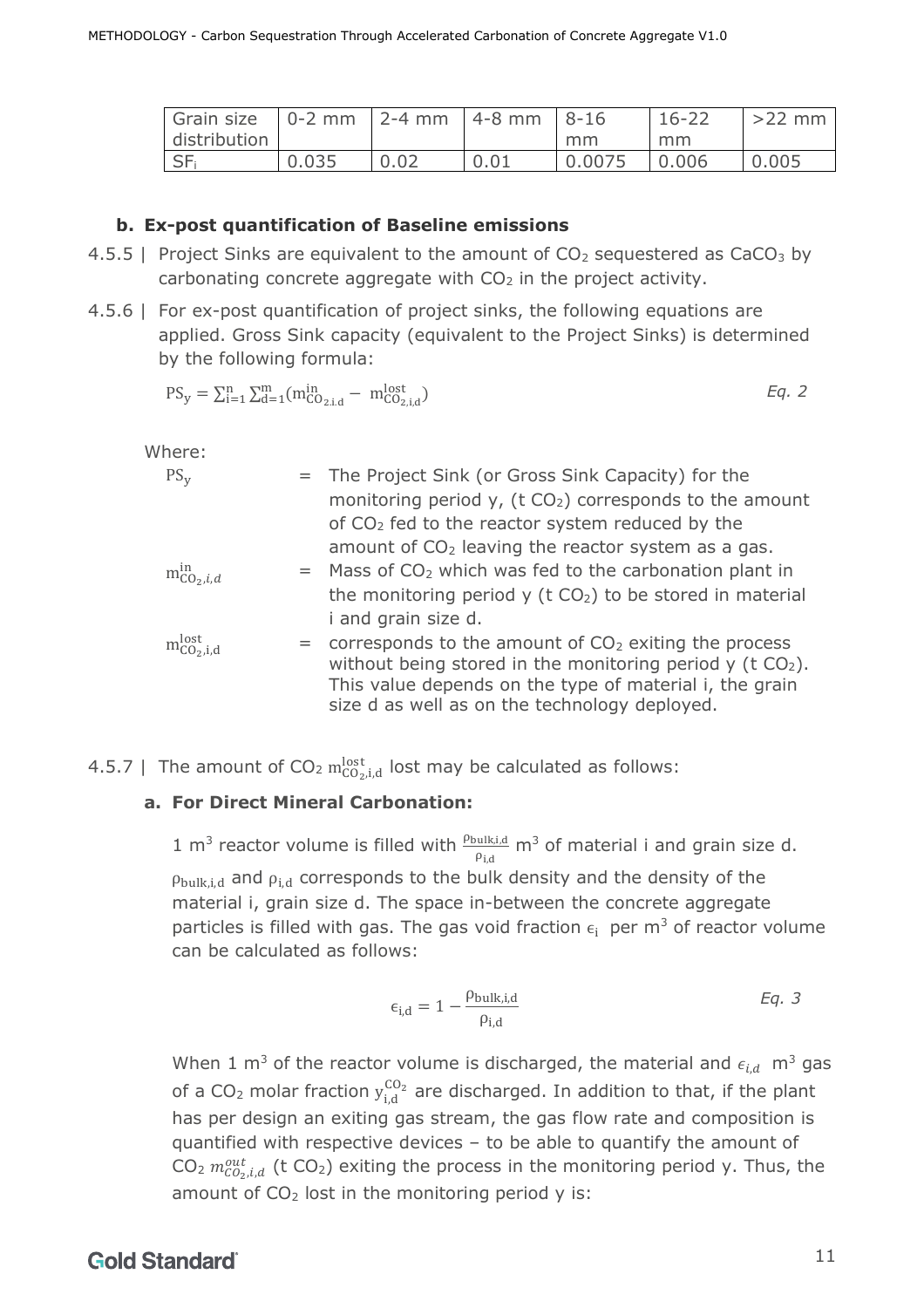| Grain size distribution | 0-2 mm | 2-4 mm | 4-8 mm | 8-16 mm | 16-22 mm | >22 mm |
|---|---|---|---|---|---|---|
| $SF_i$ | 0.035 | 0.02 | 0.01 | 0.0075 | 0.006 | 0.005 |

**b. Ex-post quantification of Baseline emissions**

4.5.5 | Project Sinks are equivalent to the amount of $CO_2$ sequestered as $CaCO_3$ by carbonating concrete aggregate with $CO_2$ in the project activity.

4.5.6 | For ex-post quantification of project sinks, the following equations are applied. Gross Sink capacity (equivalent to the Project Sinks) is determined by the following formula:

$$PS_y = \sum_{i=1}^{n} \sum_{d=1}^{m} (m_{CO_{2,i,d}}^{in} - m_{CO_{2,i,d}}^{lost}) \qquad \textit{Eq. 2}$$

Where:

$PS_y$ = The Project Sink (or Gross Sink Capacity) for the monitoring period y, (t $CO_2$) corresponds to the amount of $CO_2$ fed to the reactor system reduced by the amount of $CO_2$ leaving the reactor system as a gas.

$m_{CO_2,i,d}^{in}$ = Mass of $CO_2$ which was fed to the carbonation plant in the monitoring period y (t $CO_2$) to be stored in material i and grain size d.

$m_{CO_2,i,d}^{lost}$ = corresponds to the amount of $CO_2$ exiting the process without being stored in the monitoring period y (t $CO_2$). This value depends on the type of material i, the grain size d as well as on the technology deployed.

4.5.7 | The amount of $CO_2$ $m_{CO_2,i,d}^{lost}$ lost may be calculated as follows:

**a. For Direct Mineral Carbonation:**

1 $m^3$ reactor volume is filled with $\frac{\rho_{bulk,i,d}}{\rho_{i,d}}$ $m^3$ of material i and grain size d. $\rho_{bulk,i,d}$ and $\rho_{i,d}$ corresponds to the bulk density and the density of the material i, grain size d. The space in-between the concrete aggregate particles is filled with gas. The gas void fraction $\epsilon_i$ per $m^3$ of reactor volume can be calculated as follows:

$$\epsilon_{i,d} = 1 - \frac{\rho_{bulk,i,d}}{\rho_{i,d}} \qquad \textit{Eq. 3}$$

When 1 $m^3$ of the reactor volume is discharged, the material and $\epsilon_{i,d}$ $m^3$ gas of a $CO_2$ molar fraction $y_{i,d}^{CO_2}$ are discharged. In addition to that, if the plant has per design an exiting gas stream, the gas flow rate and composition is quantified with respective devices – to be able to quantify the amount of $CO_2$ $m_{CO_2,i,d}^{out}$ (t $CO_2$) exiting the process in the monitoring period y. Thus, the amount of $CO_2$ lost in the monitoring period y is: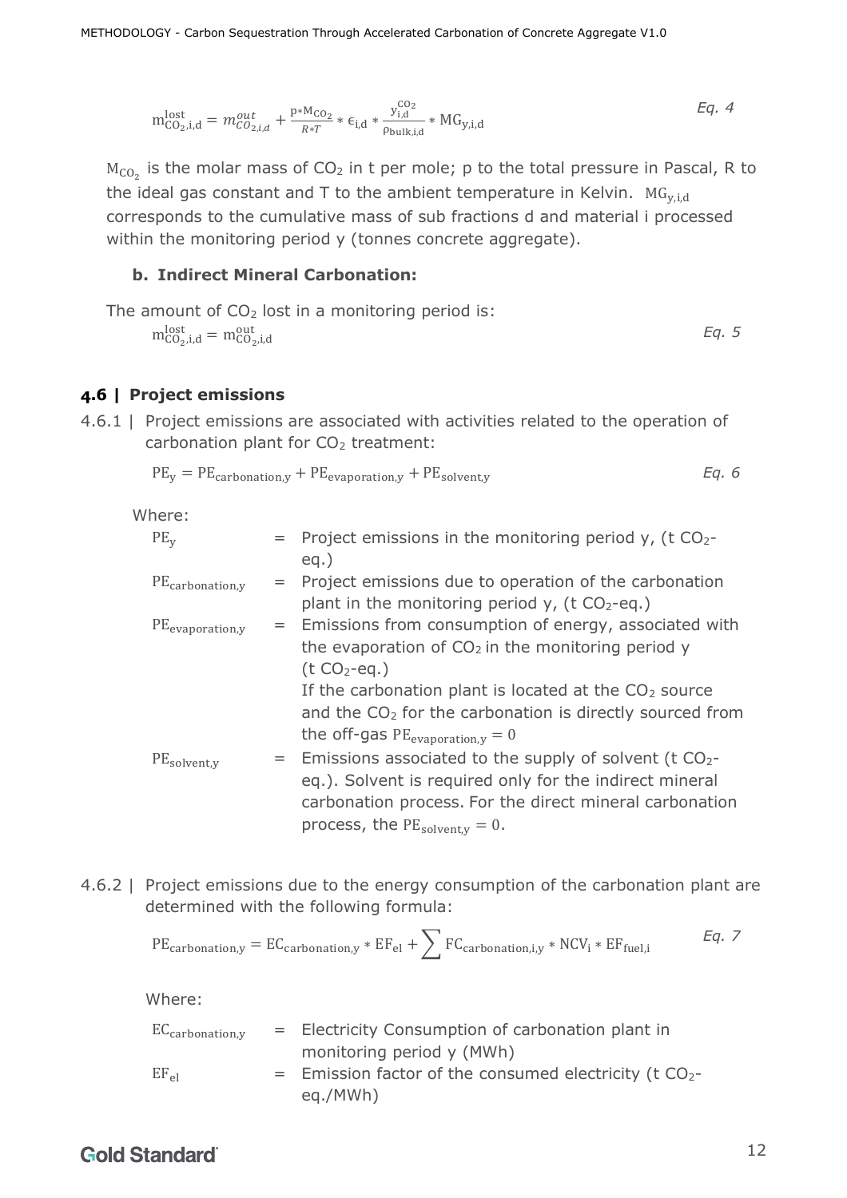$$m^{lost}_{CO_2,i,d} = m^{out}_{CO_2,i,d} + \frac{p * M_{CO_2}}{R * T} * \epsilon_{i,d} * \frac{y^{CO_2}_{i,d}}{\rho_{bulk,i,d}} * MG_{y,i,d} \quad \textit{Eq. 4}$$

$M_{CO_2}$ is the molar mass of $CO_2$ in t per mole; p to the total pressure in Pascal, R to the ideal gas constant and T to the ambient temperature in Kelvin. $MG_{y,i,d}$ corresponds to the cumulative mass of sub fractions d and material i processed within the monitoring period y (tonnes concrete aggregate).

**b. Indirect Mineral Carbonation:**

The amount of $CO_2$ lost in a monitoring period is:

$$m^{lost}_{CO_2,i,d} = m^{out}_{CO_2,i,d} \quad \textit{Eq. 5}$$

## 4.6 | Project emissions

4.6.1 | Project emissions are associated with activities related to the operation of carbonation plant for $CO_2$ treatment:

$$PE_y = PE_{carbonation,y} + PE_{evaporation,y} + PE_{solvent,y} \quad \textit{Eq. 6}$$

Where:

| | | |
|---|---|---|
| $PE_y$ | = | Project emissions in the monitoring period y, (t $CO_2$-eq.) |
| $PE_{carbonation,y}$ | = | Project emissions due to operation of the carbonation plant in the monitoring period y, (t $CO_2$-eq.) |
| $PE_{evaporation,y}$ | = | Emissions from consumption of energy, associated with the evaporation of $CO_2$ in the monitoring period y (t $CO_2$-eq.) If the carbonation plant is located at the $CO_2$ source and the $CO_2$ for the carbonation is directly sourced from the off-gas $PE_{evaporation,y} = 0$ |
| $PE_{solvent,y}$ | = | Emissions associated to the supply of solvent (t $CO_2$-eq.). Solvent is required only for the indirect mineral carbonation process. For the direct mineral carbonation process, the $PE_{solvent,y} = 0$. |

4.6.2 | Project emissions due to the energy consumption of the carbonation plant are determined with the following formula:

$$PE_{carbonation,y} = EC_{carbonation,y} * EF_{el} + \sum FC_{carbonation,i,y} * NCV_i * EF_{fuel,i} \quad \textit{Eq. 7}$$

Where:

| | | |
|---|---|---|
| $EC_{carbonation,y}$ | = | Electricity Consumption of carbonation plant in monitoring period y (MWh) |
| $EF_{el}$ | = | Emission factor of the consumed electricity (t $CO_2$-eq./MWh) |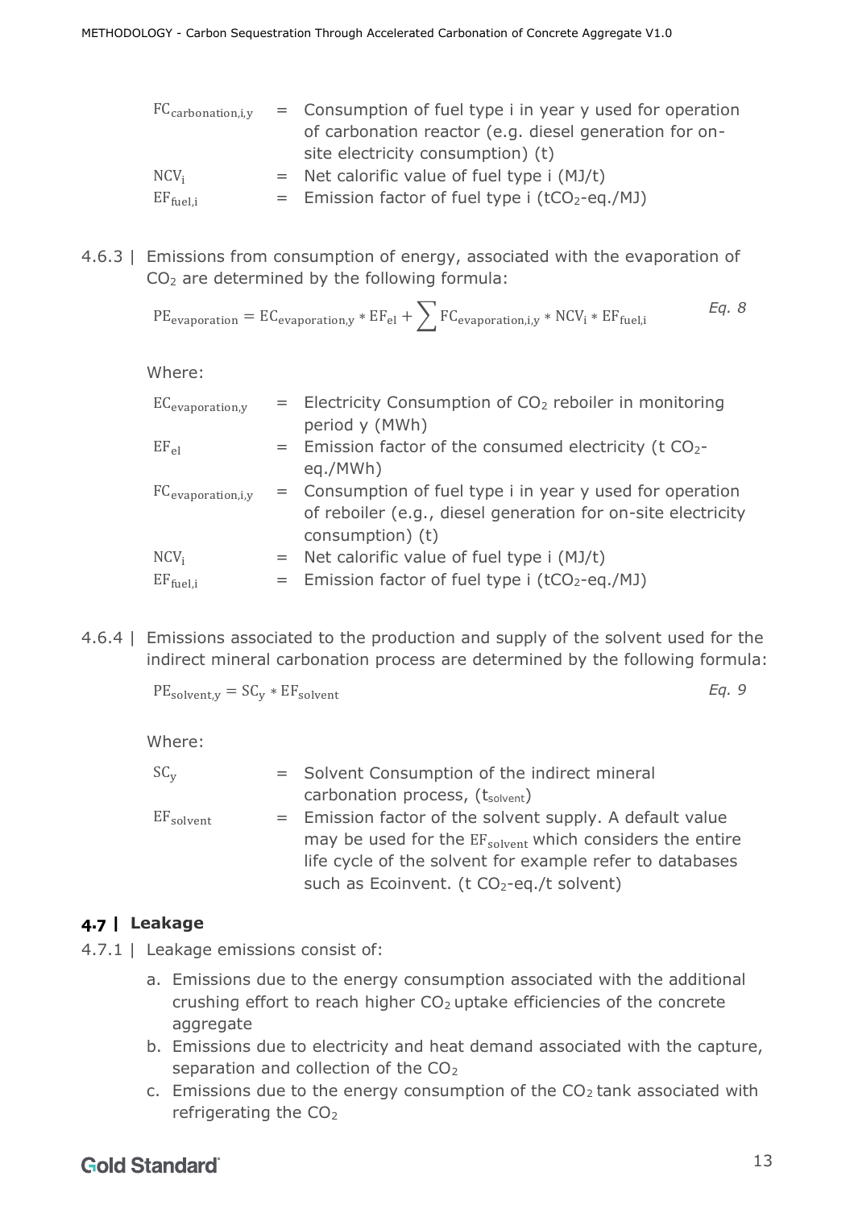| | | |
|---|---|---|
| $FC_{carbonation,i,y}$ | = | Consumption of fuel type i in year y used for operation of carbonation reactor (e.g. diesel generation for on-site electricity consumption) (t) |
| $NCV_i$ | = | Net calorific value of fuel type i (MJ/t) |
| $EF_{fuel,i}$ | = | Emission factor of fuel type i ($tCO_2$-eq./MJ) |

4.6.3 | Emissions from consumption of energy, associated with the evaporation of $CO_2$ are determined by the following formula:

$$PE_{evaporation} = EC_{evaporation,y} * EF_{el} + \sum FC_{evaporation,i,y} * NCV_i * EF_{fuel,i} \quad \text{Eq. 8}$$

Where:

| | | |
|---|---|---|
| $EC_{evaporation,y}$ | = | Electricity Consumption of $CO_2$ reboiler in monitoring period y (MWh) |
| $EF_{el}$ | = | Emission factor of the consumed electricity (t $CO_2$-eq./MWh) |
| $FC_{evaporation,i,y}$ | = | Consumption of fuel type i in year y used for operation of reboiler (e.g., diesel generation for on-site electricity consumption) (t) |
| $NCV_i$ | = | Net calorific value of fuel type i (MJ/t) |
| $EF_{fuel,i}$ | = | Emission factor of fuel type i ($tCO_2$-eq./MJ) |

4.6.4 | Emissions associated to the production and supply of the solvent used for the indirect mineral carbonation process are determined by the following formula:

$$PE_{solvent,y} = SC_y * EF_{solvent} \quad \text{Eq. 9}$$

Where:

| | | |
|---|---|---|
| $SC_y$ | = | Solvent Consumption of the indirect mineral carbonation process, ($t_{solvent}$) |
| $EF_{solvent}$ | = | Emission factor of the solvent supply. A default value may be used for the $EF_{solvent}$ which considers the entire life cycle of the solvent for example refer to databases such as Ecoinvent. (t $CO_2$-eq./t solvent) |

## 4.7 | Leakage

4.7.1 | Leakage emissions consist of:

a. Emissions due to the energy consumption associated with the additional crushing effort to reach higher $CO_2$ uptake efficiencies of the concrete aggregate
b. Emissions due to electricity and heat demand associated with the capture, separation and collection of the $CO_2$
c. Emissions due to the energy consumption of the $CO_2$ tank associated with refrigerating the $CO_2$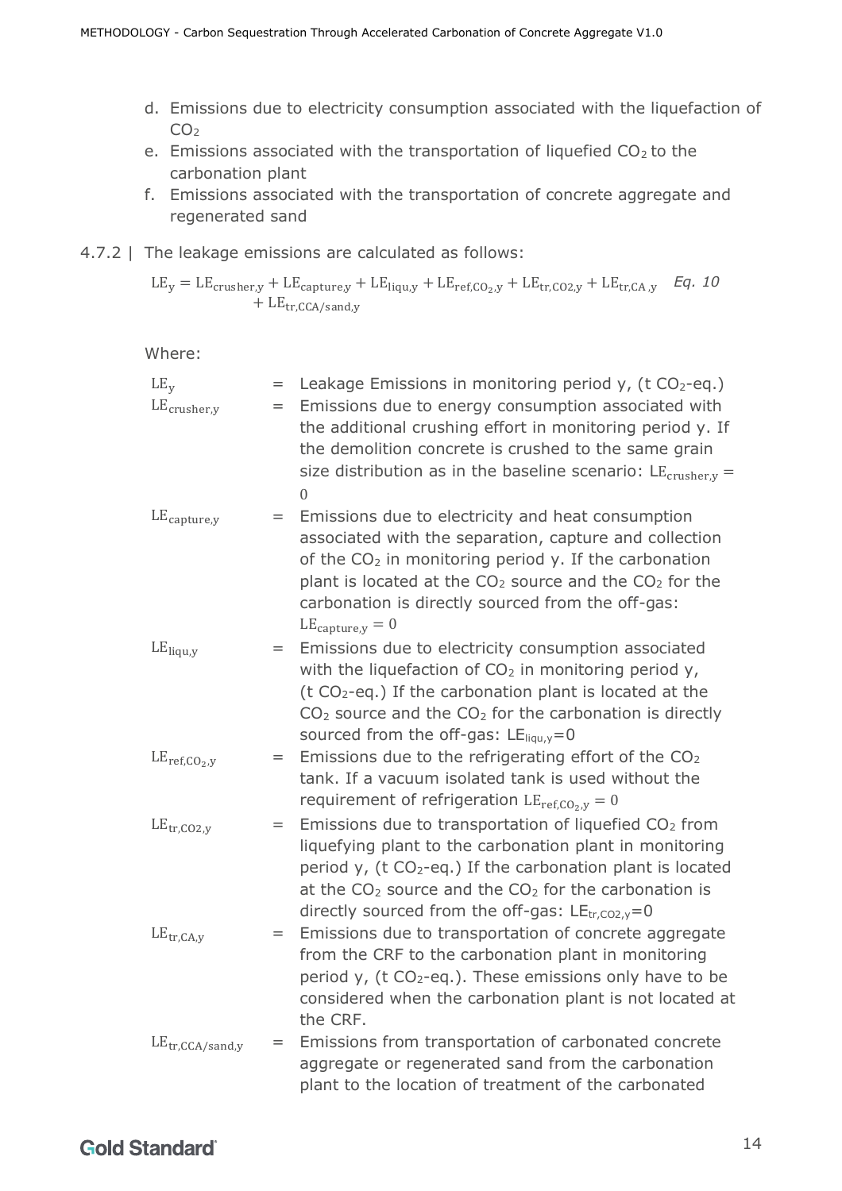d. Emissions due to electricity consumption associated with the liquefaction of $CO_2$
e. Emissions associated with the transportation of liquefied $CO_2$ to the carbonation plant
f. Emissions associated with the transportation of concrete aggregate and regenerated sand

4.7.2 | The leakage emissions are calculated as follows:

$$LE_y = LE_{crusher,y} + LE_{capture,y} + LE_{liqu,y} + LE_{ref,CO_2,y} + LE_{tr,CO2,y} + LE_{tr,CA,y} + LE_{tr,CCA/sand,y} \quad \textit{Eq. 10}$$

Where:

| | | |
|---|---|---|
| $LE_y$ | = | Leakage Emissions in monitoring period y, (t $CO_2$-eq.) |
| $LE_{crusher,y}$ | = | Emissions due to energy consumption associated with the additional crushing effort in monitoring period y. If the demolition concrete is crushed to the same grain size distribution as in the baseline scenario: $LE_{crusher,y} = 0$ |
| $LE_{capture,y}$ | = | Emissions due to electricity and heat consumption associated with the separation, capture and collection of the $CO_2$ in monitoring period y. If the carbonation plant is located at the $CO_2$ source and the $CO_2$ for the carbonation is directly sourced from the off-gas: $LE_{capture,y} = 0$ |
| $LE_{liqu,y}$ | = | Emissions due to electricity consumption associated with the liquefaction of $CO_2$ in monitoring period y, (t $CO_2$-eq.) If the carbonation plant is located at the $CO_2$ source and the $CO_2$ for the carbonation is directly sourced from the off-gas: $LE_{liqu,y}=0$ |
| $LE_{ref,CO_2,y}$ | = | Emissions due to the refrigerating effort of the $CO_2$ tank. If a vacuum isolated tank is used without the requirement of refrigeration $LE_{ref,CO_2,y} = 0$ |
| $LE_{tr,CO2,y}$ | = | Emissions due to transportation of liquefied $CO_2$ from liquefying plant to the carbonation plant in monitoring period y, (t $CO_2$-eq.) If the carbonation plant is located at the $CO_2$ source and the $CO_2$ for the carbonation is directly sourced from the off-gas: $LE_{tr,CO2,y}=0$ |
| $LE_{tr,CA,y}$ | = | Emissions due to transportation of concrete aggregate from the CRF to the carbonation plant in monitoring period y, (t $CO_2$-eq.). These emissions only have to be considered when the carbonation plant is not located at the CRF. |
| $LE_{tr,CCA/sand,y}$ | = | Emissions from transportation of carbonated concrete aggregate or regenerated sand from the carbonation plant to the location of treatment of the carbonated |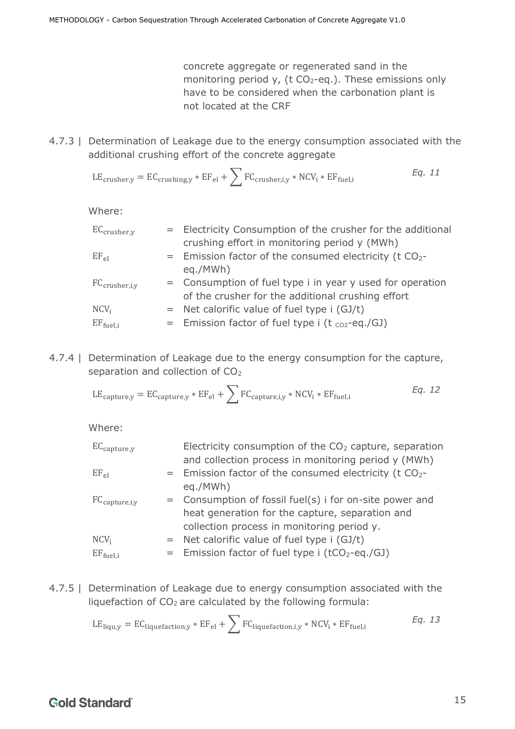concrete aggregate or regenerated sand in the monitoring period y, (t $CO_2$-eq.). These emissions only have to be considered when the carbonation plant is not located at the CRF

### 4.7.3 | Determination of Leakage due to the energy consumption associated with the additional crushing effort of the concrete aggregate

$$LE_{crusher,y} = EC_{crushing,y} * EF_{el} + \sum FC_{crusher,i,y} * NCV_i * EF_{fuel,i} \qquad \textit{Eq. 11}$$

Where:

| | | |
|---|---|---|
| $EC_{crusher,y}$ | = | Electricity Consumption of the crusher for the additional crushing effort in monitoring period y (MWh) |
| $EF_{el}$ | = | Emission factor of the consumed electricity (t $CO_2$-eq./MWh) |
| $FC_{crusher,i,y}$ | = | Consumption of fuel type i in year y used for operation of the crusher for the additional crushing effort |
| $NCV_i$ | = | Net calorific value of fuel type i (GJ/t) |
| $EF_{fuel,i}$ | = | Emission factor of fuel type i (t $_{CO2}$-eq./GJ) |

### 4.7.4 | Determination of Leakage due to the energy consumption for the capture, separation and collection of $CO_2$

$$LE_{capture,y} = EC_{capture,y} * EF_{el} + \sum FC_{capture,i,y} * NCV_i * EF_{fuel,i} \qquad \textit{Eq. 12}$$

Where:

| | | |
|---|---|---|
| $EC_{capture,y}$ | | Electricity consumption of the $CO_2$ capture, separation and collection process in monitoring period y (MWh) |
| $EF_{el}$ | = | Emission factor of the consumed electricity (t $CO_2$-eq./MWh) |
| $FC_{capture,i,y}$ | = | Consumption of fossil fuel(s) i for on-site power and heat generation for the capture, separation and collection process in monitoring period y. |
| $NCV_i$ | = | Net calorific value of fuel type i (GJ/t) |
| $EF_{fuel,i}$ | = | Emission factor of fuel type i (t$CO_2$-eq./GJ) |

### 4.7.5 | Determination of Leakage due to energy consumption associated with the liquefaction of $CO_2$ are calculated by the following formula:

$$LE_{liqu,y} = EC_{liquefaction,y} * EF_{el} + \sum FC_{liquefaction,i,y} * NCV_i * EF_{fuel,i} \qquad \textit{Eq. 13}$$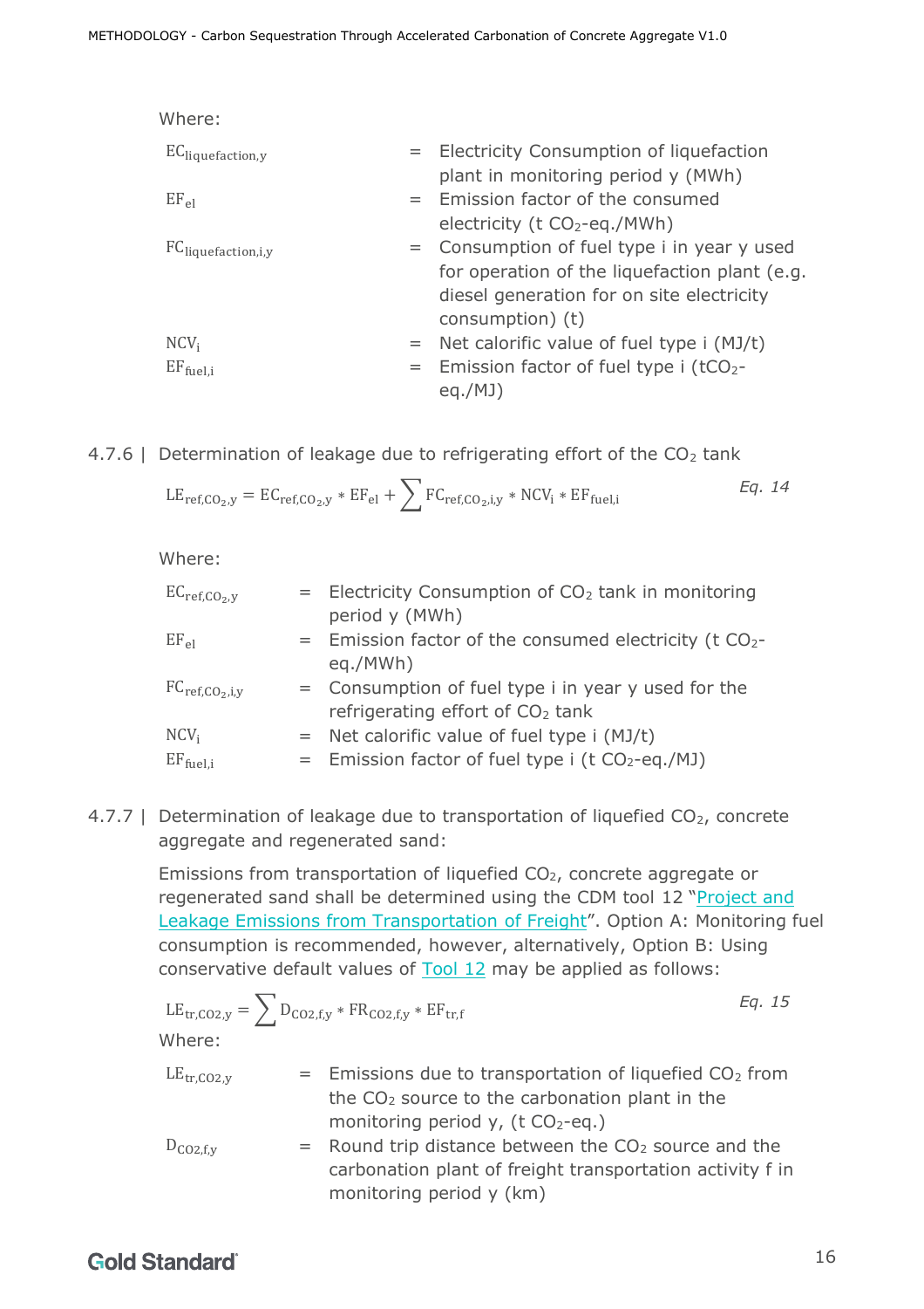Where:

| | | |
|---|---|---|
| $EC_{liquefaction,y}$ | = | Electricity Consumption of liquefaction plant in monitoring period y (MWh) |
| $EF_{el}$ | = | Emission factor of the consumed electricity (t $CO_2$-eq./MWh) |
| $FC_{liquefaction,i,y}$ | = | Consumption of fuel type i in year y used for operation of the liquefaction plant (e.g. diesel generation for on site electricity consumption) (t) |
| $NCV_i$ | = | Net calorific value of fuel type i (MJ/t) |
| $EF_{fuel,i}$ | = | Emission factor of fuel type i (t$CO_2$-eq./MJ) |

4.7.6 | Determination of leakage due to refrigerating effort of the $CO_2$ tank

$$LE_{ref,CO_2,y} = EC_{ref,CO_2,y} * EF_{el} + \sum FC_{ref,CO_2,i,y} * NCV_i * EF_{fuel,i} \quad \text{Eq. 14}$$

Where:

| | | |
|---|---|---|
| $EC_{ref,CO_2,y}$ | = | Electricity Consumption of $CO_2$ tank in monitoring period y (MWh) |
| $EF_{el}$ | = | Emission factor of the consumed electricity (t $CO_2$-eq./MWh) |
| $FC_{ref,CO_2,i,y}$ | = | Consumption of fuel type i in year y used for the refrigerating effort of $CO_2$ tank |
| $NCV_i$ | = | Net calorific value of fuel type i (MJ/t) |
| $EF_{fuel,i}$ | = | Emission factor of fuel type i (t $CO_2$-eq./MJ) |

4.7.7 | Determination of leakage due to transportation of liquefied $CO_2$, concrete aggregate and regenerated sand:

Emissions from transportation of liquefied $CO_2$, concrete aggregate or regenerated sand shall be determined using the CDM tool 12 "Project and Leakage Emissions from Transportation of Freight". Option A: Monitoring fuel consumption is recommended, however, alternatively, Option B: Using conservative default values of Tool 12 may be applied as follows:

$$LE_{tr,CO2,y} = \sum D_{CO2,f,y} * FR_{CO2,f,y} * EF_{tr,f} \quad \text{Eq. 15}$$

Where:

| | | |
|---|---|---|
| $LE_{tr,CO2,y}$ | = | Emissions due to transportation of liquefied $CO_2$ from the $CO_2$ source to the carbonation plant in the monitoring period y, (t $CO_2$-eq.) |
| $D_{CO2,f,y}$ | = | Round trip distance between the $CO_2$ source and the carbonation plant of freight transportation activity f in monitoring period y (km) |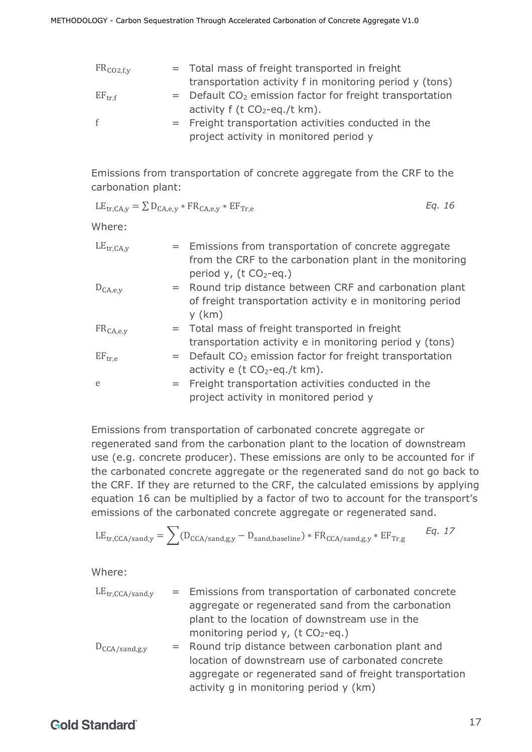| | | |
|---|---|---|
| $FR_{CO2,f,y}$ | = | Total mass of freight transported in freight transportation activity f in monitoring period y (tons) |
| $EF_{tr,f}$ | = | Default $CO_2$ emission factor for freight transportation activity f (t $CO_2$-eq./t km). |
| f | = | Freight transportation activities conducted in the project activity in monitored period y |

Emissions from transportation of concrete aggregate from the CRF to the carbonation plant:

$$LE_{tr,CA,y} = \sum D_{CA,e,y} * FR_{CA,e,y} * EF_{Tr,e} \quad \textit{Eq. 16}$$

Where:

| | | |
|---|---|---|
| $LE_{tr,CA,y}$ | = | Emissions from transportation of concrete aggregate from the CRF to the carbonation plant in the monitoring period y, (t $CO_2$-eq.) |
| $D_{CA,e,y}$ | = | Round trip distance between CRF and carbonation plant of freight transportation activity e in monitoring period y (km) |
| $FR_{CA,e,y}$ | = | Total mass of freight transported in freight transportation activity e in monitoring period y (tons) |
| $EF_{tr,e}$ | = | Default $CO_2$ emission factor for freight transportation activity e (t $CO_2$-eq./t km). |
| e | = | Freight transportation activities conducted in the project activity in monitored period y |

Emissions from transportation of carbonated concrete aggregate or regenerated sand from the carbonation plant to the location of downstream use (e.g. concrete producer). These emissions are only to be accounted for if the carbonated concrete aggregate or the regenerated sand do not go back to the CRF. If they are returned to the CRF, the calculated emissions by applying equation 16 can be multiplied by a factor of two to account for the transport's emissions of the carbonated concrete aggregate or regenerated sand.

$$LE_{tr,CCA/sand,y} = \sum (D_{CCA/sand,g,y} - D_{sand,baseline}) * FR_{CCA/sand,g,y} * EF_{Tr,g} \quad \textit{Eq. 17}$$

Where:

| | | |
|---|---|---|
| $LE_{tr,CCA/sand,y}$ | = | Emissions from transportation of carbonated concrete aggregate or regenerated sand from the carbonation plant to the location of downstream use in the monitoring period y, (t $CO_2$-eq.) |
| $D_{CCA/sand,g,y}$ | = | Round trip distance between carbonation plant and location of downstream use of carbonated concrete aggregate or regenerated sand of freight transportation activity g in monitoring period y (km) |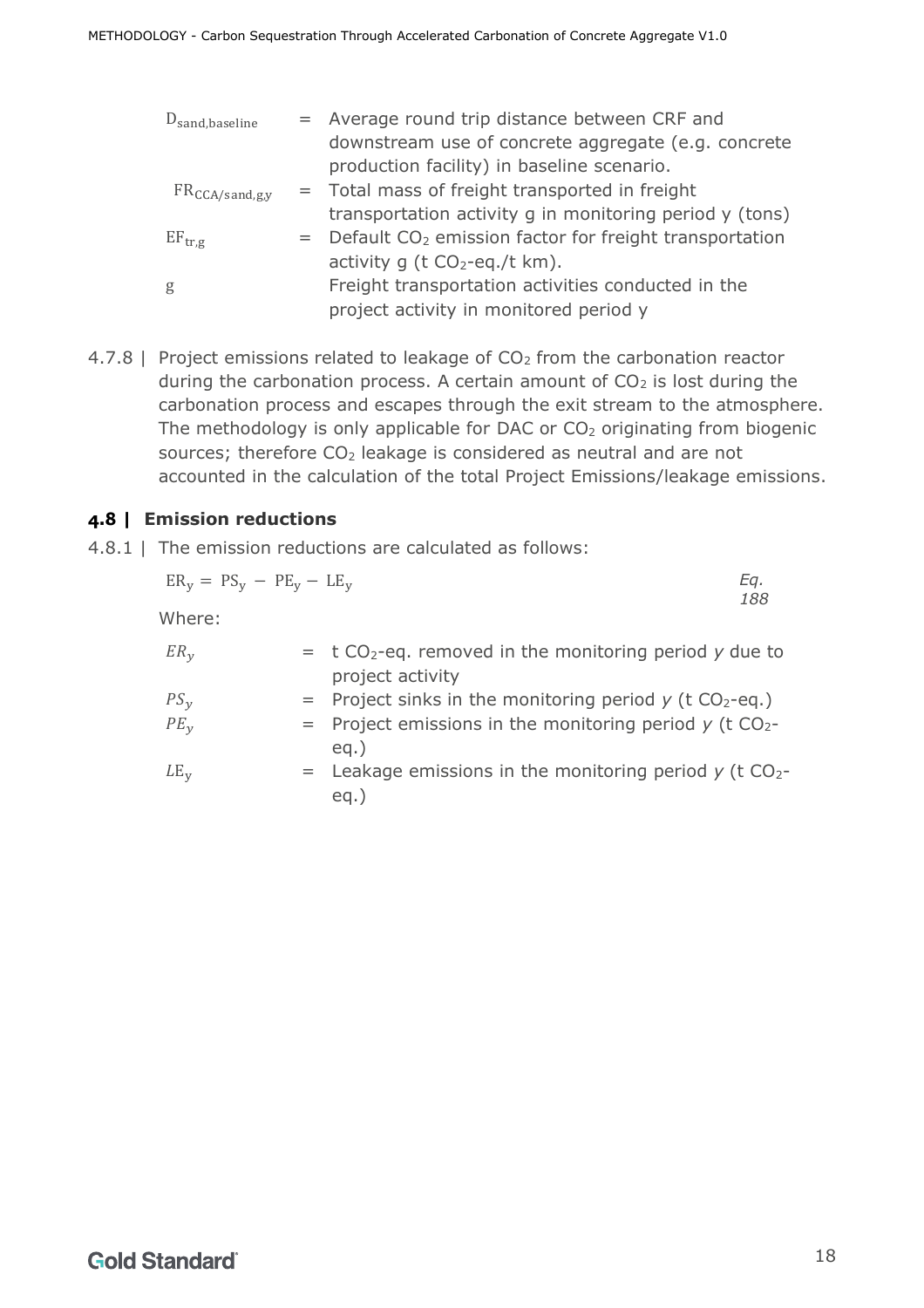| | | |
|---|---|---|
| $D_{sand,baseline}$ | = | Average round trip distance between CRF and downstream use of concrete aggregate (e.g. concrete production facility) in baseline scenario. |
| $FR_{CCA/sand,g,y}$ | = | Total mass of freight transported in freight transportation activity g in monitoring period y (tons) |
| $EF_{tr,g}$ | = | Default $CO_2$ emission factor for freight transportation activity g (t $CO_2$-eq./t km). |
| g | | Freight transportation activities conducted in the project activity in monitored period y |

4.7.8 | Project emissions related to leakage of $CO_2$ from the carbonation reactor during the carbonation process. A certain amount of $CO_2$ is lost during the carbonation process and escapes through the exit stream to the atmosphere. The methodology is only applicable for DAC or $CO_2$ originating from biogenic sources; therefore $CO_2$ leakage is considered as neutral and are not accounted in the calculation of the total Project Emissions/leakage emissions.

## 4.8 | Emission reductions

4.8.1 | The emission reductions are calculated as follows:

$$ER_y = PS_y - PE_y - LE_y \qquad \textit{Eq. 188}$$

Where:

| | | |
|---|---|---|
| $ER_y$ | = | t $CO_2$-eq. removed in the monitoring period *y* due to project activity |
| $PS_y$ | = | Project sinks in the monitoring period *y* (t $CO_2$-eq.) |
| $PE_y$ | = | Project emissions in the monitoring period *y* (t $CO_2$-eq.) |
| $LE_y$ | = | Leakage emissions in the monitoring period *y* (t $CO_2$-eq.) |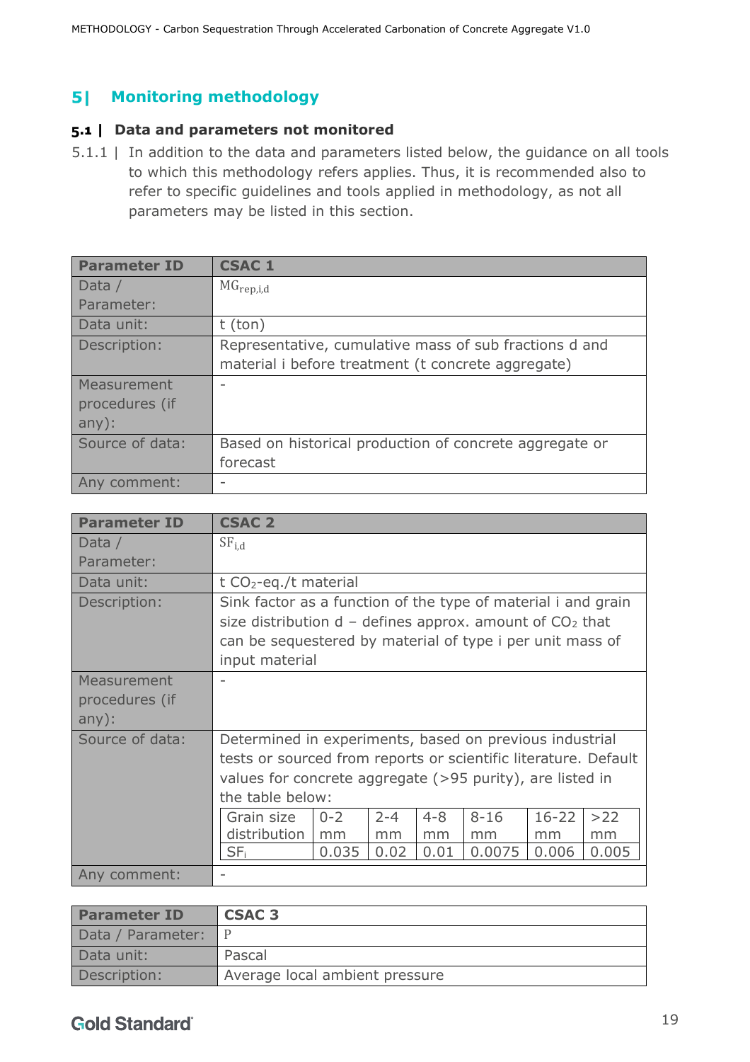## 5| Monitoring methodology

### 5.1 | Data and parameters not monitored

5.1.1 | In addition to the data and parameters listed below, the guidance on all tools to which this methodology refers applies. Thus, it is recommended also to refer to specific guidelines and tools applied in methodology, as not all parameters may be listed in this section.

| Parameter ID | CSAC 1 |
|---|---|
| Data / Parameter: | $MG_{rep,i,d}$ |
| Data unit: | t (ton) |
| Description: | Representative, cumulative mass of sub fractions d and material i before treatment (t concrete aggregate) |
| Measurement procedures (if any): | - |
| Source of data: | Based on historical production of concrete aggregate or forecast |
| Any comment: | - |

| Parameter ID | CSAC 2 |
|---|---|
| Data / Parameter: | $SF_{i,d}$ |
| Data unit: | t $CO_2$-eq./t material |
| Description: | Sink factor as a function of the type of material i and grain size distribution d – defines approx. amount of $CO_2$ that can be sequestered by material of type i per unit mass of input material |
| Measurement procedures (if any): | - |
| Source of data: | Determined in experiments, based on previous industrial tests or sourced from reports or scientific literature. Default values for concrete aggregate (>95 purity), are listed in the table below: |
| Any comment: | - |

| Grain size distribution | 0-2 mm | 2-4 mm | 4-8 mm | 8-16 mm | 16-22 mm | >22 mm |
|---|---|---|---|---|---|---|
| $SF_i$ | 0.035 | 0.02 | 0.01 | 0.0075 | 0.006 | 0.005 |

| Parameter ID | CSAC 3 |
|---|---|
| Data / Parameter: | P |
| Data unit: | Pascal |
| Description: | Average local ambient pressure |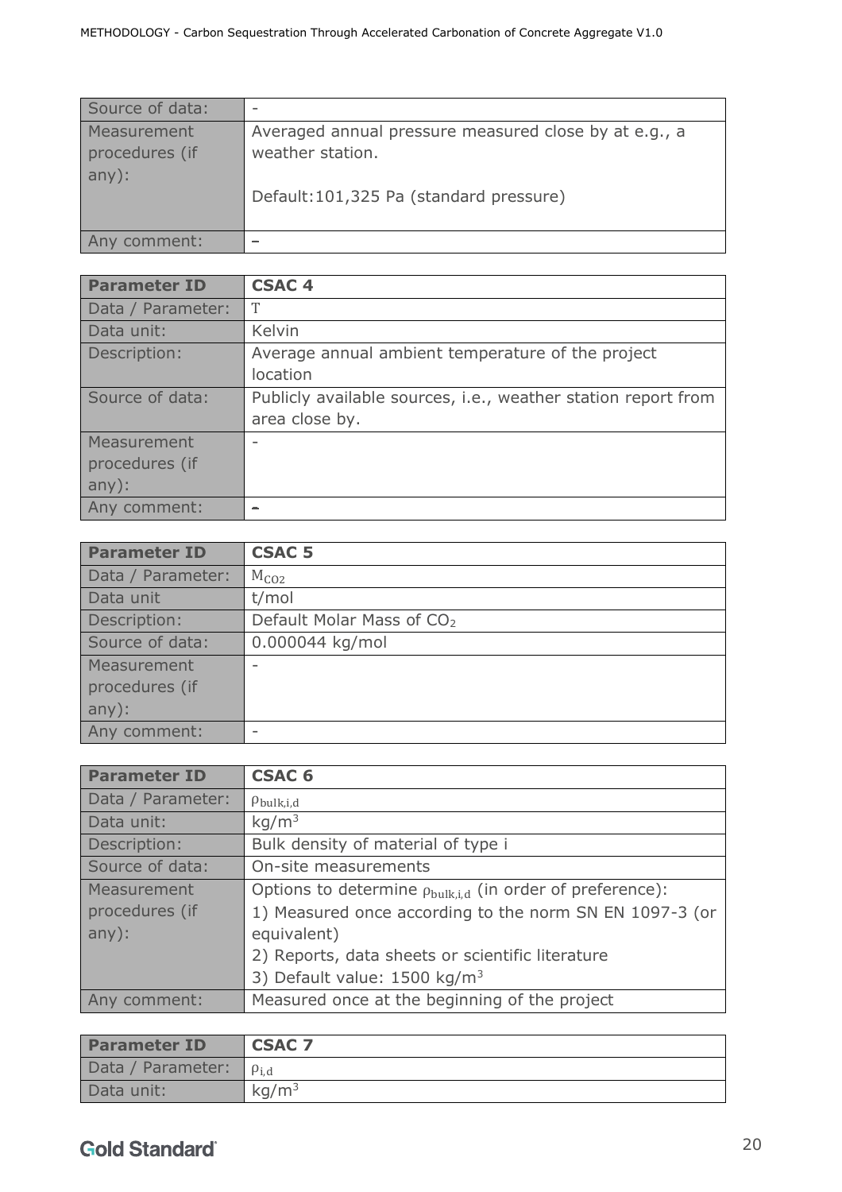| | |
|---|---|
| Source of data: | - |
| Measurement procedures (if any): | Averaged annual pressure measured close by at e.g., a weather station.<br><br>Default:101,325 Pa (standard pressure) |
| Any comment: | – |

| **Parameter ID** | **CSAC 4** |
|---|---|
| Data / Parameter: | $T$ |
| Data unit: | Kelvin |
| Description: | Average annual ambient temperature of the project location |
| Source of data: | Publicly available sources, i.e., weather station report from area close by. |
| Measurement procedures (if any): | - |
| Any comment: | – |

| **Parameter ID** | **CSAC 5** |
|---|---|
| Data / Parameter: | $M_{CO2}$ |
| Data unit | t/mol |
| Description: | Default Molar Mass of $CO_2$ |
| Source of data: | 0.000044 kg/mol |
| Measurement procedures (if any): | - |
| Any comment: | - |

| **Parameter ID** | **CSAC 6** |
|---|---|
| Data / Parameter: | $\rho_{bulk,i,d}$ |
| Data unit: | $kg/m^3$ |
| Description: | Bulk density of material of type i |
| Source of data: | On-site measurements |
| Measurement procedures (if any): | Options to determine $\rho_{bulk,i,d}$ (in order of preference):<br>1) Measured once according to the norm SN EN 1097-3 (or equivalent)<br>2) Reports, data sheets or scientific literature<br>3) Default value: 1500 $kg/m^3$ |
| Any comment: | Measured once at the beginning of the project |

| **Parameter ID** | **CSAC 7** |
|---|---|
| Data / Parameter: | $\rho_{i,d}$ |
| Data unit: | $kg/m^3$ |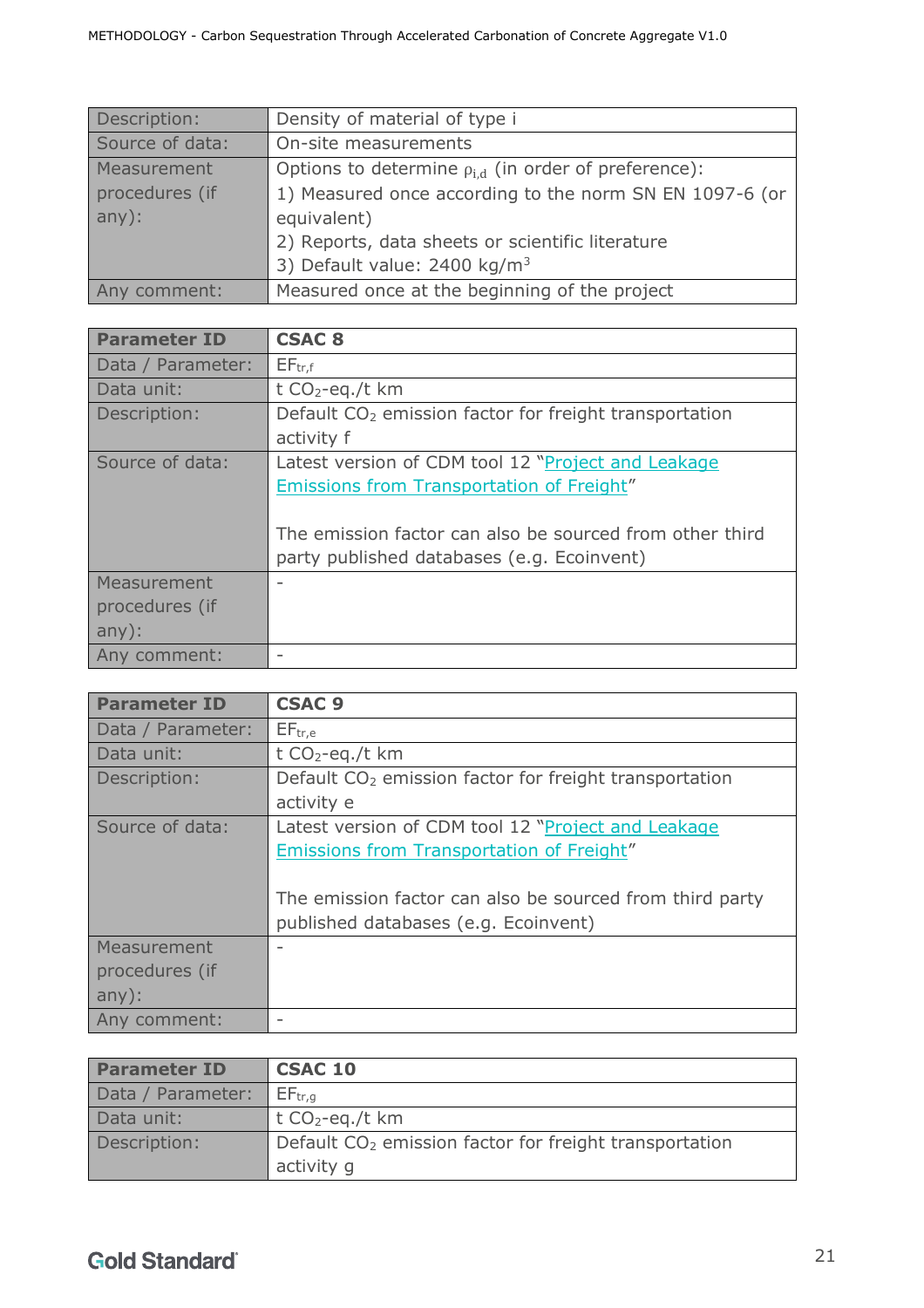| Description: | Density of material of type i |
|---|---|
| Source of data: | On-site measurements |
| Measurement procedures (if any): | Options to determine $\rho_{i,d}$ (in order of preference):<br>1) Measured once according to the norm SN EN 1097-6 (or equivalent)<br>2) Reports, data sheets or scientific literature<br>3) Default value: 2400 kg/m$^3$ |
| Any comment: | Measured once at the beginning of the project |

| **Parameter ID** | **CSAC 8** |
|---|---|
| Data / Parameter: | $EF_{tr,f}$ |
| Data unit: | t $CO_2$-eq./t km |
| Description: | Default $CO_2$ emission factor for freight transportation activity f |
| Source of data: | Latest version of CDM tool 12 "Project and Leakage Emissions from Transportation of Freight"<br><br>The emission factor can also be sourced from other third party published databases (e.g. Ecoinvent) |
| Measurement procedures (if any): | - |
| Any comment: | - |

| **Parameter ID** | **CSAC 9** |
|---|---|
| Data / Parameter: | $EF_{tr,e}$ |
| Data unit: | t $CO_2$-eq./t km |
| Description: | Default $CO_2$ emission factor for freight transportation activity e |
| Source of data: | Latest version of CDM tool 12 "Project and Leakage Emissions from Transportation of Freight"<br><br>The emission factor can also be sourced from third party published databases (e.g. Ecoinvent) |
| Measurement procedures (if any): | - |
| Any comment: | - |

| **Parameter ID** | **CSAC 10** |
|---|---|
| Data / Parameter: | $EF_{tr,g}$ |
| Data unit: | t $CO_2$-eq./t km |
| Description: | Default $CO_2$ emission factor for freight transportation activity g |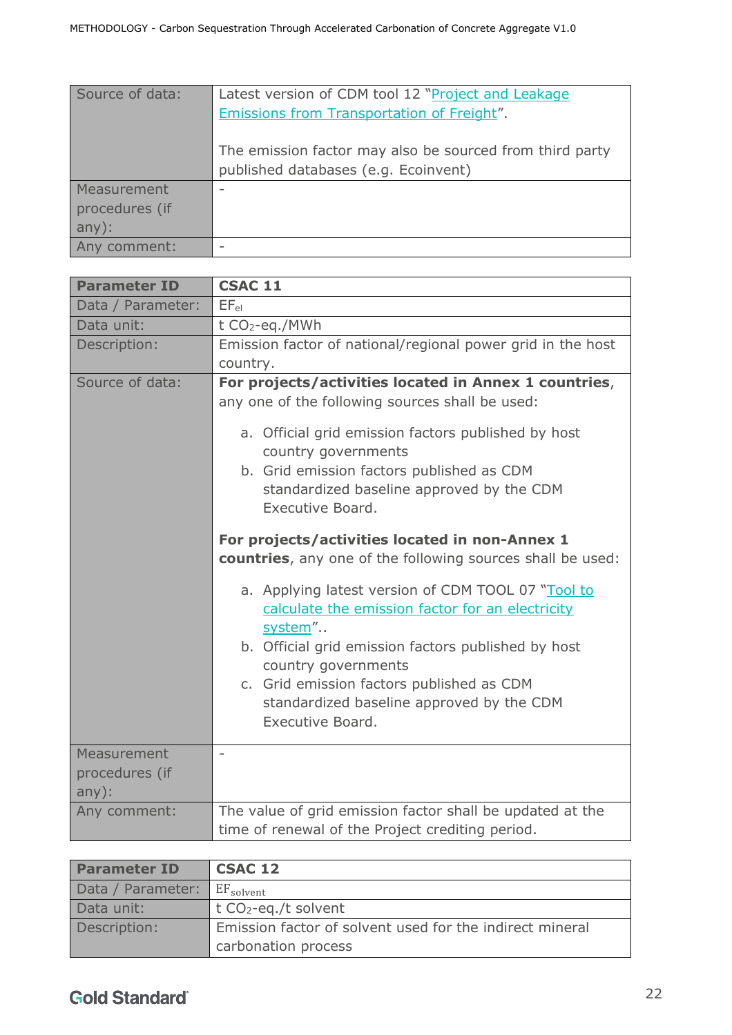| | |
|---|---|
| Source of data: | Latest version of CDM tool 12 "Project and Leakage Emissions from Transportation of Freight".<br><br>The emission factor may also be sourced from third party published databases (e.g. Ecoinvent) |
| Measurement procedures (if any): | - |
| Any comment: | - |

| **Parameter ID** | **CSAC 11** |
|---|---|
| Data / Parameter: | $EF_{el}$ |
| Data unit: | t $CO_2$-eq./MWh |
| Description: | Emission factor of national/regional power grid in the host country. |
| Source of data: | **For projects/activities located in Annex 1 countries**, any one of the following sources shall be used:<br><br>a. Official grid emission factors published by host country governments<br>b. Grid emission factors published as CDM standardized baseline approved by the CDM Executive Board.<br><br>**For projects/activities located in non-Annex 1 countries**, any one of the following sources shall be used:<br><br>a. Applying latest version of CDM TOOL 07 "Tool to calculate the emission factor for an electricity system"..<br>b. Official grid emission factors published by host country governments<br>c. Grid emission factors published as CDM standardized baseline approved by the CDM Executive Board. |
| Measurement procedures (if any): | - |
| Any comment: | The value of grid emission factor shall be updated at the time of renewal of the Project crediting period. |

| **Parameter ID** | **CSAC 12** |
|---|---|
| Data / Parameter: | $EF_{solvent}$ |
| Data unit: | t $CO_2$-eq./t solvent |
| Description: | Emission factor of solvent used for the indirect mineral carbonation process |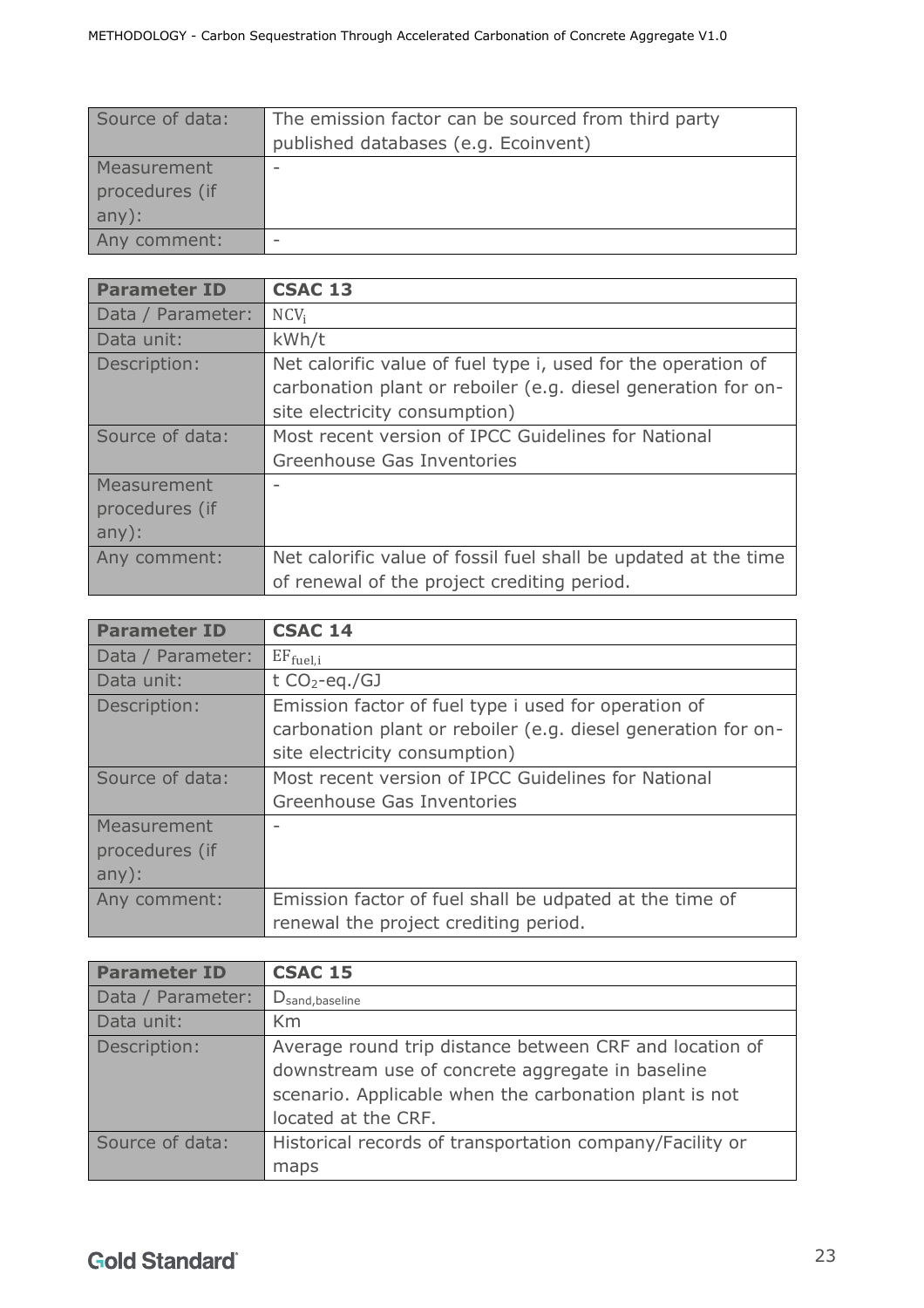| | |
|---|---|
| Source of data: | The emission factor can be sourced from third party published databases (e.g. Ecoinvent) |
| Measurement procedures (if any): | - |
| Any comment: | - |

| **Parameter ID** | **CSAC 13** |
|---|---|
| Data / Parameter: | $NCV_i$ |
| Data unit: | kWh/t |
| Description: | Net calorific value of fuel type i, used for the operation of carbonation plant or reboiler (e.g. diesel generation for on-site electricity consumption) |
| Source of data: | Most recent version of IPCC Guidelines for National Greenhouse Gas Inventories |
| Measurement procedures (if any): | - |
| Any comment: | Net calorific value of fossil fuel shall be updated at the time of renewal of the project crediting period. |

| **Parameter ID** | **CSAC 14** |
|---|---|
| Data / Parameter: | $EF_{fuel,i}$ |
| Data unit: | t $CO_2$-eq./GJ |
| Description: | Emission factor of fuel type i used for operation of carbonation plant or reboiler (e.g. diesel generation for on-site electricity consumption) |
| Source of data: | Most recent version of IPCC Guidelines for National Greenhouse Gas Inventories |
| Measurement procedures (if any): | - |
| Any comment: | Emission factor of fuel shall be udpated at the time of renewal the project crediting period. |

| **Parameter ID** | **CSAC 15** |
|---|---|
| Data / Parameter: | $D_{sand,baseline}$ |
| Data unit: | Km |
| Description: | Average round trip distance between CRF and location of downstream use of concrete aggregate in baseline scenario. Applicable when the carbonation plant is not located at the CRF. |
| Source of data: | Historical records of transportation company/Facility or maps |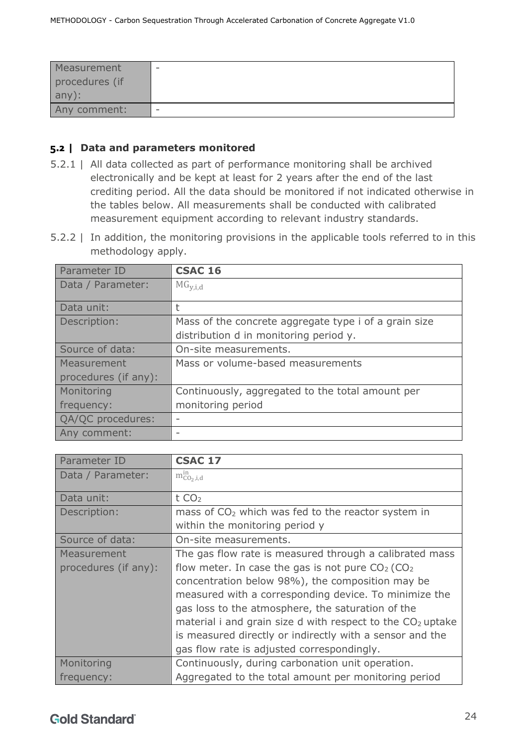| | |
|---|---|
| Measurement procedures (if any): | - |
| Any comment: | - |

### 5.2 | Data and parameters monitored

5.2.1 | All data collected as part of performance monitoring shall be archived electronically and be kept at least for 2 years after the end of the last crediting period. All the data should be monitored if not indicated otherwise in the tables below. All measurements shall be conducted with calibrated measurement equipment according to relevant industry standards.

5.2.2 | In addition, the monitoring provisions in the applicable tools referred to in this methodology apply.

| Parameter ID | **CSAC 16** |
|---|---|
| Data / Parameter: | $MG_{y,i,d}$ |
| Data unit: | t |
| Description: | Mass of the concrete aggregate type i of a grain size distribution d in monitoring period y. |
| Source of data: | On-site measurements. |
| Measurement procedures (if any): | Mass or volume-based measurements |
| Monitoring frequency: | Continuously, aggregated to the total amount per monitoring period |
| QA/QC procedures: | - |
| Any comment: | - |

| Parameter ID | **CSAC 17** |
|---|---|
| Data / Parameter: | $m^{in}_{CO_2,i,d}$ |
| Data unit: | t $CO_2$ |
| Description: | mass of $CO_2$ which was fed to the reactor system in within the monitoring period y |
| Source of data: | On-site measurements. |
| Measurement procedures (if any): | The gas flow rate is measured through a calibrated mass flow meter. In case the gas is not pure $CO_2$ ($CO_2$ concentration below 98%), the composition may be measured with a corresponding device. To minimize the gas loss to the atmosphere, the saturation of the material i and grain size d with respect to the $CO_2$ uptake is measured directly or indirectly with a sensor and the gas flow rate is adjusted correspondingly. |
| Monitoring frequency: | Continuously, during carbonation unit operation. Aggregated to the total amount per monitoring period |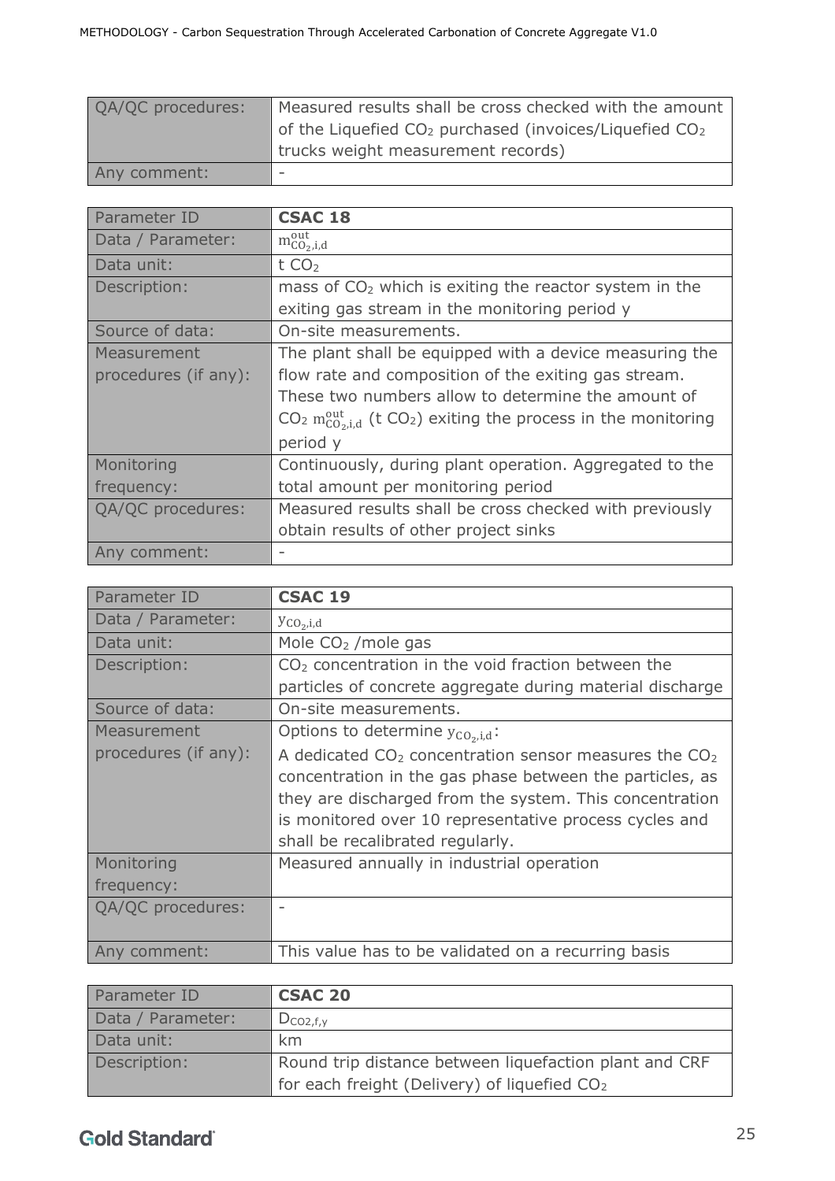| QA/QC procedures: | Measured results shall be cross checked with the amount of the Liquefied $CO_2$ purchased (invoices/Liquefied $CO_2$ trucks weight measurement records) |
|---|---|
| Any comment: | - |

| Parameter ID | **CSAC 18** |
|---|---|
| Data / Parameter: | $m_{CO_2,i,d}^{out}$ |
| Data unit: | t $CO_2$ |
| Description: | mass of $CO_2$ which is exiting the reactor system in the exiting gas stream in the monitoring period y |
| Source of data: | On-site measurements. |
| Measurement procedures (if any): | The plant shall be equipped with a device measuring the flow rate and composition of the exiting gas stream. These two numbers allow to determine the amount of $CO_2$ $m_{CO_2,i,d}^{out}$ (t $CO_2$) exiting the process in the monitoring period y |
| Monitoring frequency: | Continuously, during plant operation. Aggregated to the total amount per monitoring period |
| QA/QC procedures: | Measured results shall be cross checked with previously obtain results of other project sinks |
| Any comment: | - |

| Parameter ID | **CSAC 19** |
|---|---|
| Data / Parameter: | $y_{CO_2,i,d}$ |
| Data unit: | Mole $CO_2$ /mole gas |
| Description: | $CO_2$ concentration in the void fraction between the particles of concrete aggregate during material discharge |
| Source of data: | On-site measurements. |
| Measurement procedures (if any): | Options to determine $y_{CO_2,i,d}$: A dedicated $CO_2$ concentration sensor measures the $CO_2$ concentration in the gas phase between the particles, as they are discharged from the system. This concentration is monitored over 10 representative process cycles and shall be recalibrated regularly. |
| Monitoring frequency: | Measured annually in industrial operation |
| QA/QC procedures: | - |
| Any comment: | This value has to be validated on a recurring basis |

| Parameter ID | **CSAC 20** |
|---|---|
| Data / Parameter: | $D_{CO2,f,y}$ |
| Data unit: | km |
| Description: | Round trip distance between liquefaction plant and CRF for each freight (Delivery) of liquefied $CO_2$ |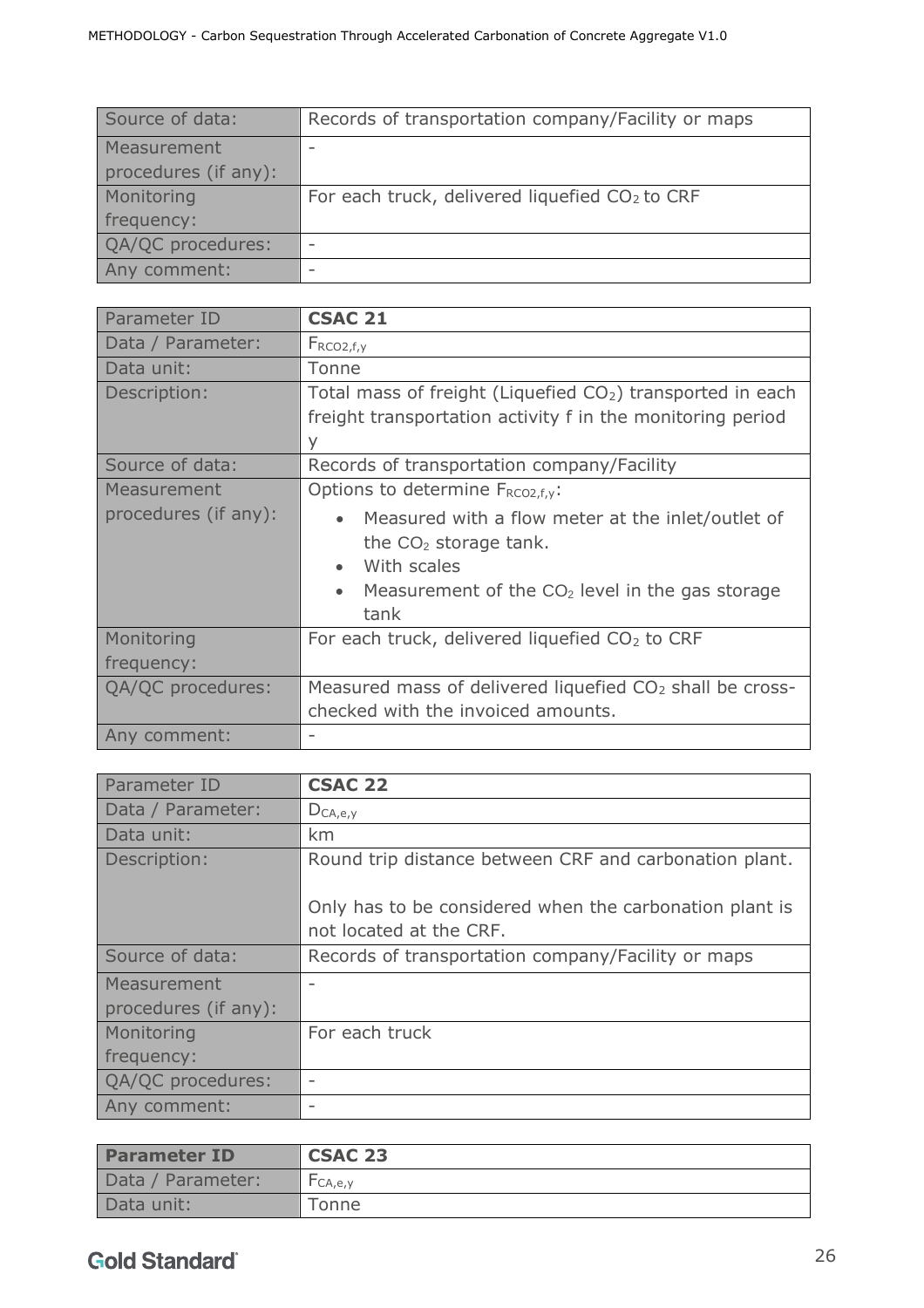| | |
|---|---|
| Source of data: | Records of transportation company/Facility or maps |
| Measurement procedures (if any): | - |
| Monitoring frequency: | For each truck, delivered liquefied $CO_2$ to CRF |
| QA/QC procedures: | - |
| Any comment: | - |

| Parameter ID | **CSAC 21** |
|---|---|
| Data / Parameter: | $F_{RCO2,f,y}$ |
| Data unit: | Tonne |
| Description: | Total mass of freight (Liquefied $CO_2$) transported in each freight transportation activity f in the monitoring period y |
| Source of data: | Records of transportation company/Facility |
| Measurement procedures (if any): | Options to determine $F_{RCO2,f,y}$:<br>• Measured with a flow meter at the inlet/outlet of the $CO_2$ storage tank.<br>• With scales<br>• Measurement of the $CO_2$ level in the gas storage tank |
| Monitoring frequency: | For each truck, delivered liquefied $CO_2$ to CRF |
| QA/QC procedures: | Measured mass of delivered liquefied $CO_2$ shall be cross-checked with the invoiced amounts. |
| Any comment: | - |

| Parameter ID | **CSAC 22** |
|---|---|
| Data / Parameter: | $D_{CA,e,y}$ |
| Data unit: | km |
| Description: | Round trip distance between CRF and carbonation plant.<br><br>Only has to be considered when the carbonation plant is not located at the CRF. |
| Source of data: | Records of transportation company/Facility or maps |
| Measurement procedures (if any): | - |
| Monitoring frequency: | For each truck |
| QA/QC procedures: | - |
| Any comment: | - |

| **Parameter ID** | **CSAC 23** |
|---|---|
| Data / Parameter: | $F_{CA,e,y}$ |
| Data unit: | Tonne |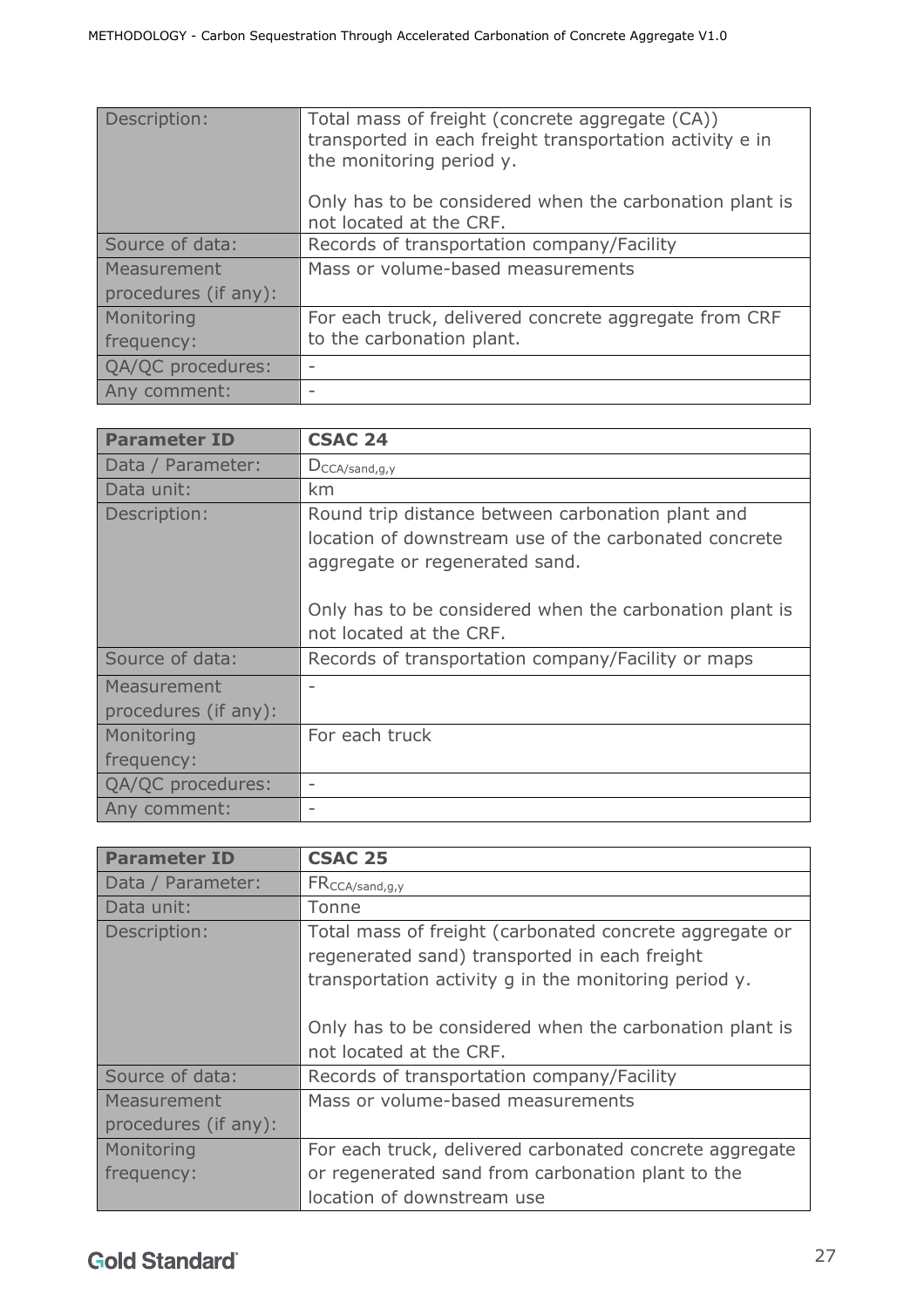| | |
|---|---|
| Description: | Total mass of freight (concrete aggregate (CA)) transported in each freight transportation activity e in the monitoring period y.<br><br>Only has to be considered when the carbonation plant is not located at the CRF. |
| Source of data: | Records of transportation company/Facility |
| Measurement procedures (if any): | Mass or volume-based measurements |
| Monitoring frequency: | For each truck, delivered concrete aggregate from CRF to the carbonation plant. |
| QA/QC procedures: | - |
| Any comment: | - |

| **Parameter ID** | **CSAC 24** |
|---|---|
| Data / Parameter: | $D_{CCA/sand,g,y}$ |
| Data unit: | km |
| Description: | Round trip distance between carbonation plant and location of downstream use of the carbonated concrete aggregate or regenerated sand.<br><br>Only has to be considered when the carbonation plant is not located at the CRF. |
| Source of data: | Records of transportation company/Facility or maps |
| Measurement procedures (if any): | - |
| Monitoring frequency: | For each truck |
| QA/QC procedures: | - |
| Any comment: | - |

| **Parameter ID** | **CSAC 25** |
|---|---|
| Data / Parameter: | $FR_{CCA/sand,g,y}$ |
| Data unit: | Tonne |
| Description: | Total mass of freight (carbonated concrete aggregate or regenerated sand) transported in each freight transportation activity g in the monitoring period y.<br><br>Only has to be considered when the carbonation plant is not located at the CRF. |
| Source of data: | Records of transportation company/Facility |
| Measurement procedures (if any): | Mass or volume-based measurements |
| Monitoring frequency: | For each truck, delivered carbonated concrete aggregate or regenerated sand from carbonation plant to the location of downstream use |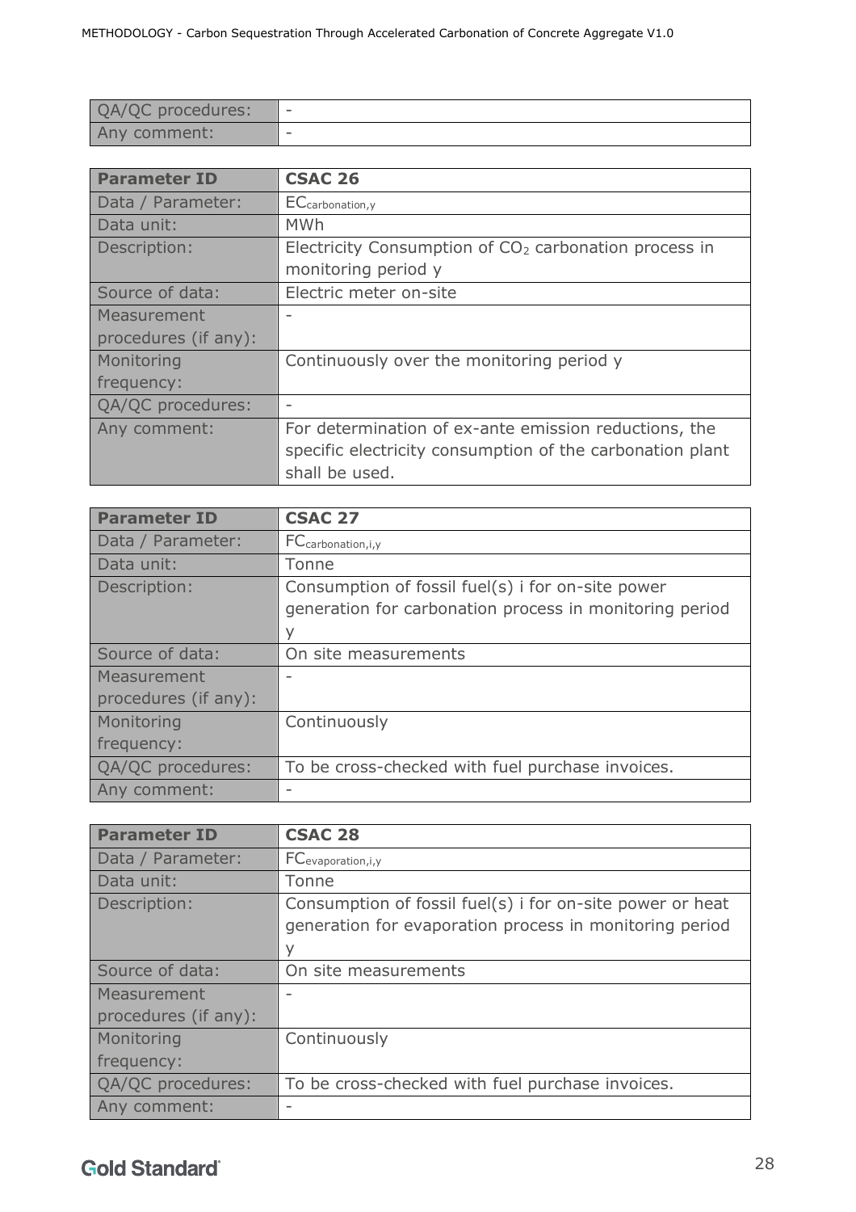| | |
|---|---|
| QA/QC procedures: | - |
| Any comment: | - |

| Parameter ID | CSAC 26 |
|---|---|
| Data / Parameter: | $EC_{carbonation,y}$ |
| Data unit: | MWh |
| Description: | Electricity Consumption of $CO_2$ carbonation process in monitoring period y |
| Source of data: | Electric meter on-site |
| Measurement procedures (if any): | - |
| Monitoring frequency: | Continuously over the monitoring period y |
| QA/QC procedures: | - |
| Any comment: | For determination of ex-ante emission reductions, the specific electricity consumption of the carbonation plant shall be used. |

| Parameter ID | CSAC 27 |
|---|---|
| Data / Parameter: | $FC_{carbonation,i,y}$ |
| Data unit: | Tonne |
| Description: | Consumption of fossil fuel(s) i for on-site power generation for carbonation process in monitoring period y |
| Source of data: | On site measurements |
| Measurement procedures (if any): | - |
| Monitoring frequency: | Continuously |
| QA/QC procedures: | To be cross-checked with fuel purchase invoices. |
| Any comment: | - |

| Parameter ID | CSAC 28 |
|---|---|
| Data / Parameter: | $FC_{evaporation,i,y}$ |
| Data unit: | Tonne |
| Description: | Consumption of fossil fuel(s) i for on-site power or heat generation for evaporation process in monitoring period y |
| Source of data: | On site measurements |
| Measurement procedures (if any): | - |
| Monitoring frequency: | Continuously |
| QA/QC procedures: | To be cross-checked with fuel purchase invoices. |
| Any comment: | - |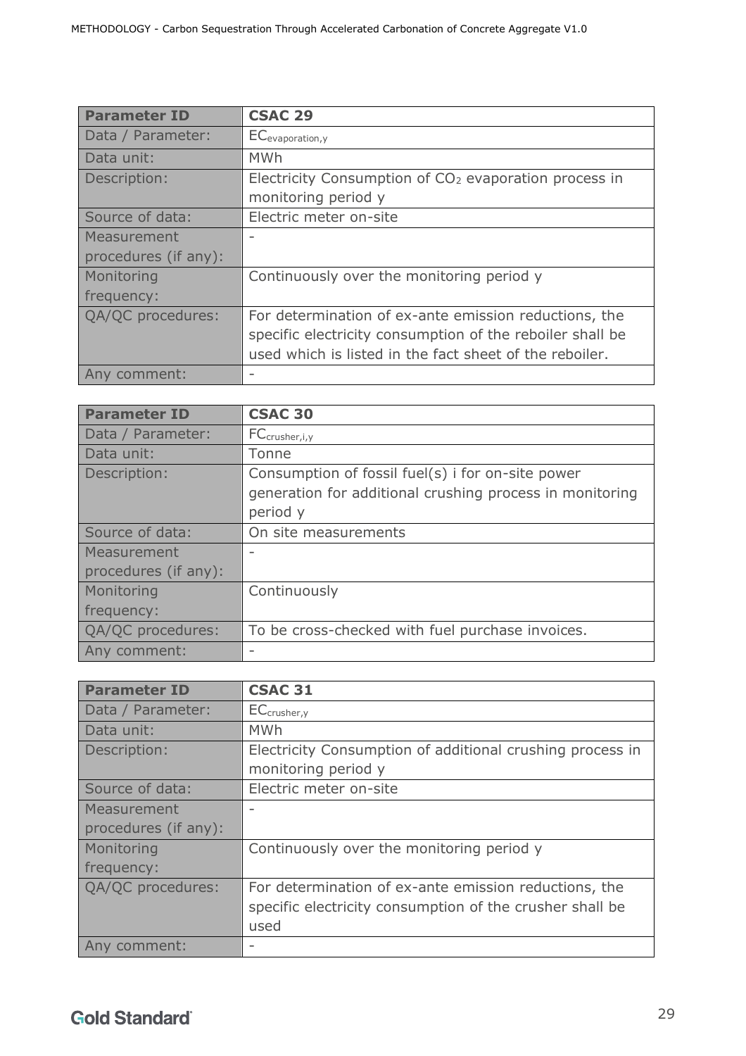| Parameter ID | CSAC 29 |
|---|---|
| Data / Parameter: | $EC_{evaporation,y}$ |
| Data unit: | MWh |
| Description: | Electricity Consumption of $CO_2$ evaporation process in monitoring period y |
| Source of data: | Electric meter on-site |
| Measurement procedures (if any): | - |
| Monitoring frequency: | Continuously over the monitoring period y |
| QA/QC procedures: | For determination of ex-ante emission reductions, the specific electricity consumption of the reboiler shall be used which is listed in the fact sheet of the reboiler. |
| Any comment: | - |

| Parameter ID | CSAC 30 |
|---|---|
| Data / Parameter: | $FC_{crusher,i,y}$ |
| Data unit: | Tonne |
| Description: | Consumption of fossil fuel(s) i for on-site power generation for additional crushing process in monitoring period y |
| Source of data: | On site measurements |
| Measurement procedures (if any): | - |
| Monitoring frequency: | Continuously |
| QA/QC procedures: | To be cross-checked with fuel purchase invoices. |
| Any comment: | - |

| Parameter ID | CSAC 31 |
|---|---|
| Data / Parameter: | $EC_{crusher,y}$ |
| Data unit: | MWh |
| Description: | Electricity Consumption of additional crushing process in monitoring period y |
| Source of data: | Electric meter on-site |
| Measurement procedures (if any): | - |
| Monitoring frequency: | Continuously over the monitoring period y |
| QA/QC procedures: | For determination of ex-ante emission reductions, the specific electricity consumption of the crusher shall be used |
| Any comment: | - |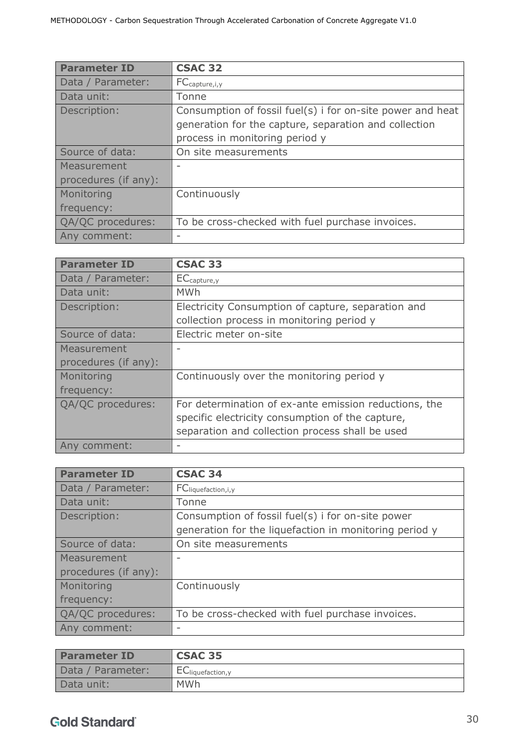| Parameter ID | CSAC 32 |
|---|---|
| Data / Parameter: | $FC_{capture,i,y}$ |
| Data unit: | Tonne |
| Description: | Consumption of fossil fuel(s) i for on-site power and heat generation for the capture, separation and collection process in monitoring period y |
| Source of data: | On site measurements |
| Measurement procedures (if any): | - |
| Monitoring frequency: | Continuously |
| QA/QC procedures: | To be cross-checked with fuel purchase invoices. |
| Any comment: | - |

| Parameter ID | CSAC 33 |
|---|---|
| Data / Parameter: | $EC_{capture,y}$ |
| Data unit: | MWh |
| Description: | Electricity Consumption of capture, separation and collection process in monitoring period y |
| Source of data: | Electric meter on-site |
| Measurement procedures (if any): | - |
| Monitoring frequency: | Continuously over the monitoring period y |
| QA/QC procedures: | For determination of ex-ante emission reductions, the specific electricity consumption of the capture, separation and collection process shall be used |
| Any comment: | - |

| Parameter ID | CSAC 34 |
|---|---|
| Data / Parameter: | $FC_{liquefaction,i,y}$ |
| Data unit: | Tonne |
| Description: | Consumption of fossil fuel(s) i for on-site power generation for the liquefaction in monitoring period y |
| Source of data: | On site measurements |
| Measurement procedures (if any): | - |
| Monitoring frequency: | Continuously |
| QA/QC procedures: | To be cross-checked with fuel purchase invoices. |
| Any comment: | - |

| Parameter ID | CSAC 35 |
|---|---|
| Data / Parameter: | $EC_{liquefaction,y}$ |
| Data unit: | MWh |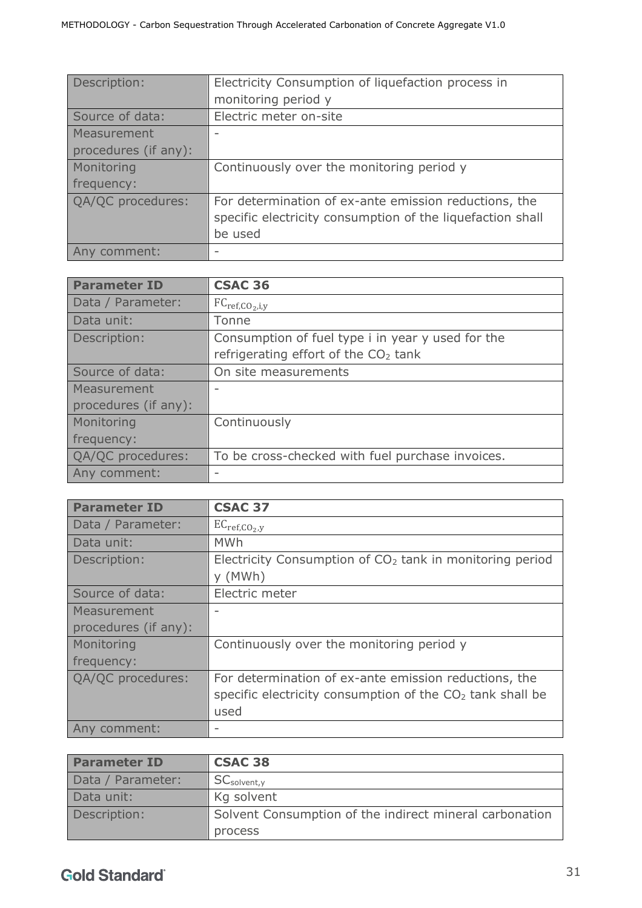| | |
|---|---|
| Description: | Electricity Consumption of liquefaction process in monitoring period y |
| Source of data: | Electric meter on-site |
| Measurement procedures (if any): | - |
| Monitoring frequency: | Continuously over the monitoring period y |
| QA/QC procedures: | For determination of ex-ante emission reductions, the specific electricity consumption of the liquefaction shall be used |
| Any comment: | - |

| **Parameter ID** | **CSAC 36** |
|---|---|
| Data / Parameter: | $FC_{ref,CO_2,i,y}$ |
| Data unit: | Tonne |
| Description: | Consumption of fuel type i in year y used for the refrigerating effort of the $CO_2$ tank |
| Source of data: | On site measurements |
| Measurement procedures (if any): | - |
| Monitoring frequency: | Continuously |
| QA/QC procedures: | To be cross-checked with fuel purchase invoices. |
| Any comment: | - |

| **Parameter ID** | **CSAC 37** |
|---|---|
| Data / Parameter: | $EC_{ref,CO_2,y}$ |
| Data unit: | MWh |
| Description: | Electricity Consumption of $CO_2$ tank in monitoring period y (MWh) |
| Source of data: | Electric meter |
| Measurement procedures (if any): | - |
| Monitoring frequency: | Continuously over the monitoring period y |
| QA/QC procedures: | For determination of ex-ante emission reductions, the specific electricity consumption of the $CO_2$ tank shall be used |
| Any comment: | - |

| **Parameter ID** | **CSAC 38** |
|---|---|
| Data / Parameter: | $SC_{solvent,y}$ |
| Data unit: | Kg solvent |
| Description: | Solvent Consumption of the indirect mineral carbonation process |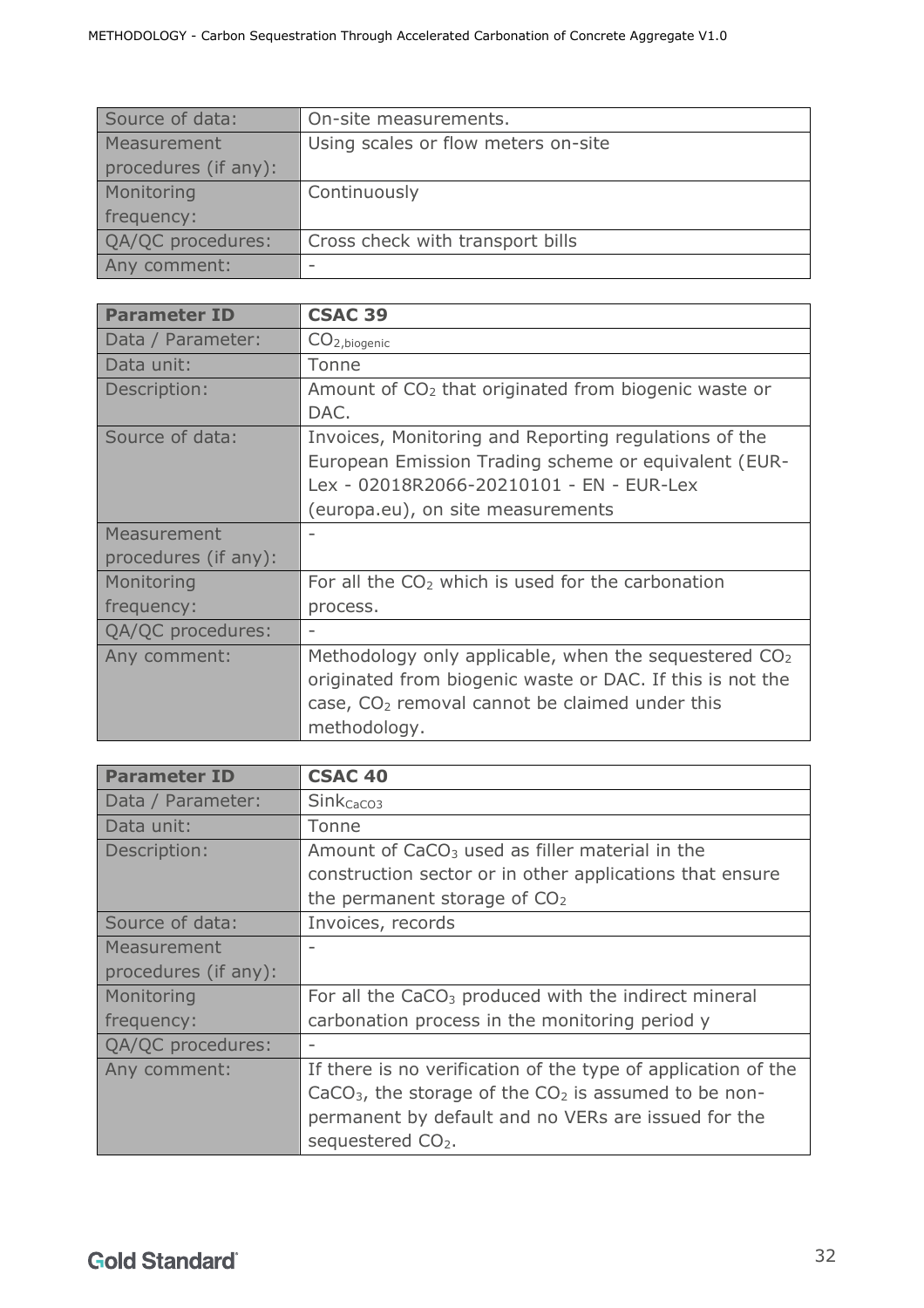| | |
|---|---|
| Source of data: | On-site measurements. |
| Measurement procedures (if any): | Using scales or flow meters on-site |
| Monitoring frequency: | Continuously |
| QA/QC procedures: | Cross check with transport bills |
| Any comment: | - |

| **Parameter ID** | **CSAC 39** |
|---|---|
| Data / Parameter: | $CO_{2,biogenic}$ |
| Data unit: | Tonne |
| Description: | Amount of $CO_2$ that originated from biogenic waste or DAC. |
| Source of data: | Invoices, Monitoring and Reporting regulations of the European Emission Trading scheme or equivalent (EUR-Lex - 02018R2066-20210101 - EN - EUR-Lex (europa.eu), on site measurements |
| Measurement procedures (if any): | - |
| Monitoring frequency: | For all the $CO_2$ which is used for the carbonation process. |
| QA/QC procedures: | - |
| Any comment: | Methodology only applicable, when the sequestered $CO_2$ originated from biogenic waste or DAC. If this is not the case, $CO_2$ removal cannot be claimed under this methodology. |

| **Parameter ID** | **CSAC 40** |
|---|---|
| Data / Parameter: | $Sink_{CaCO3}$ |
| Data unit: | Tonne |
| Description: | Amount of $CaCO_3$ used as filler material in the construction sector or in other applications that ensure the permanent storage of $CO_2$ |
| Source of data: | Invoices, records |
| Measurement procedures (if any): | - |
| Monitoring frequency: | For all the $CaCO_3$ produced with the indirect mineral carbonation process in the monitoring period y |
| QA/QC procedures: | - |
| Any comment: | If there is no verification of the type of application of the $CaCO_3$, the storage of the $CO_2$ is assumed to be non-permanent by default and no VERs are issued for the sequestered $CO_2$. |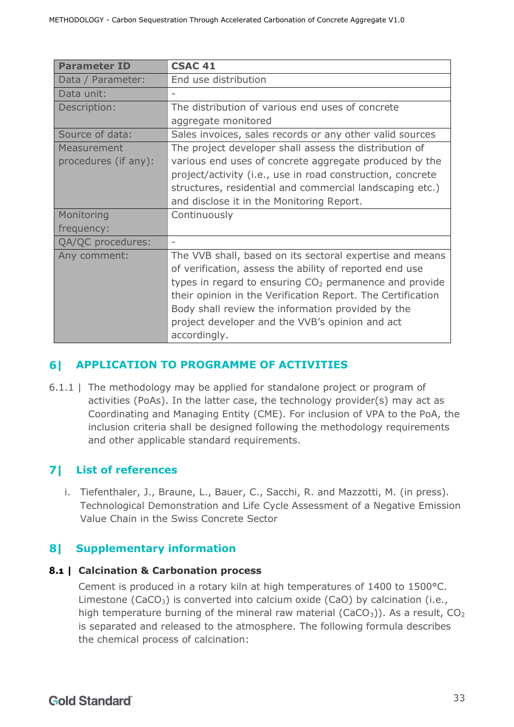| Parameter ID | CSAC 41 |
|---|---|
| Data / Parameter: | End use distribution |
| Data unit: | - |
| Description: | The distribution of various end uses of concrete aggregate monitored |
| Source of data: | Sales invoices, sales records or any other valid sources |
| Measurement procedures (if any): | The project developer shall assess the distribution of various end uses of concrete aggregate produced by the project/activity (i.e., use in road construction, concrete structures, residential and commercial landscaping etc.) and disclose it in the Monitoring Report. |
| Monitoring frequency: | Continuously |
| QA/QC procedures: | - |
| Any comment: | The VVB shall, based on its sectoral expertise and means of verification, assess the ability of reported end use types in regard to ensuring $CO_2$ permanence and provide their opinion in the Verification Report. The Certification Body shall review the information provided by the project developer and the VVB's opinion and act accordingly. |

## 6| APPLICATION TO PROGRAMME OF ACTIVITIES

6.1.1 | The methodology may be applied for standalone project or program of activities (PoAs). In the latter case, the technology provider(s) may act as Coordinating and Managing Entity (CME). For inclusion of VPA to the PoA, the inclusion criteria shall be designed following the methodology requirements and other applicable standard requirements.

## 7| List of references

i. Tiefenthaler, J., Braune, L., Bauer, C., Sacchi, R. and Mazzotti, M. (in press). Technological Demonstration and Life Cycle Assessment of a Negative Emission Value Chain in the Swiss Concrete Sector

## 8| Supplementary information

### 8.1 | Calcination & Carbonation process

Cement is produced in a rotary kiln at high temperatures of 1400 to 1500°C. Limestone ($CaCO_3$) is converted into calcium oxide (CaO) by calcination (i.e., high temperature burning of the mineral raw material ($CaCO_3$)). As a result, $CO_2$ is separated and released to the atmosphere. The following formula describes the chemical process of calcination: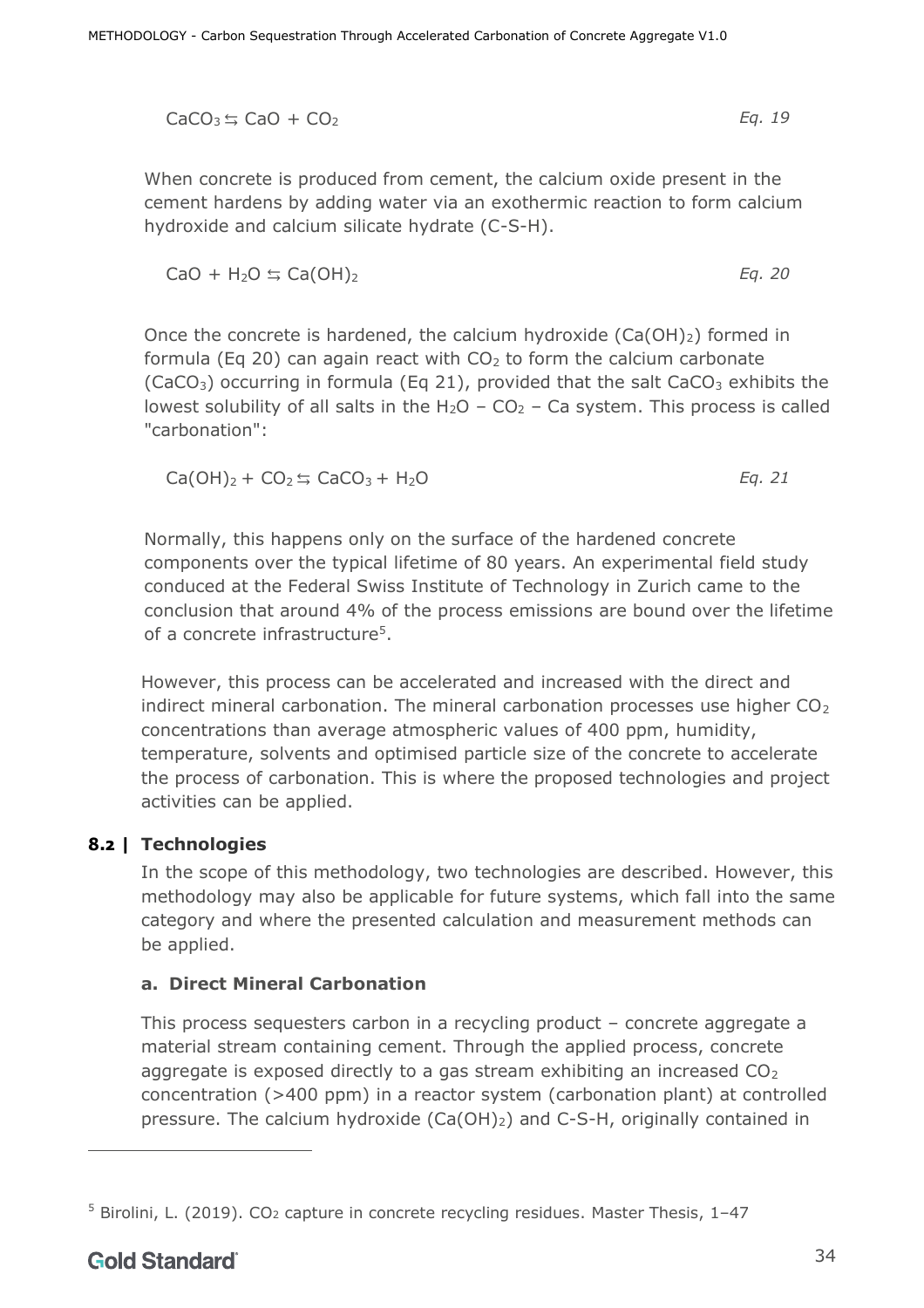$$CaCO_3 \leftrightarrows CaO + CO_2 \qquad \textit{Eq. 19}$$

When concrete is produced from cement, the calcium oxide present in the cement hardens by adding water via an exothermic reaction to form calcium hydroxide and calcium silicate hydrate (C-S-H).

$$CaO + H_2O \leftrightarrows Ca(OH)_2 \qquad \textit{Eq. 20}$$

Once the concrete is hardened, the calcium hydroxide ($Ca(OH)_2$) formed in formula (Eq 20) can again react with $CO_2$ to form the calcium carbonate ($CaCO_3$) occurring in formula (Eq 21), provided that the salt $CaCO_3$ exhibits the lowest solubility of all salts in the $H_2O$ – $CO_2$ – Ca system. This process is called "carbonation":

$$Ca(OH)_2 + CO_2 \leftrightarrows CaCO_3 + H_2O \qquad \textit{Eq. 21}$$

Normally, this happens only on the surface of the hardened concrete components over the typical lifetime of 80 years. An experimental field study conduced at the Federal Swiss Institute of Technology in Zurich came to the conclusion that around 4% of the process emissions are bound over the lifetime of a concrete infrastructure[5].

However, this process can be accelerated and increased with the direct and indirect mineral carbonation. The mineral carbonation processes use higher $CO_2$ concentrations than average atmospheric values of 400 ppm, humidity, temperature, solvents and optimised particle size of the concrete to accelerate the process of carbonation. This is where the proposed technologies and project activities can be applied.

## 8.2 | Technologies

In the scope of this methodology, two technologies are described. However, this methodology may also be applicable for future systems, which fall into the same category and where the presented calculation and measurement methods can be applied.

### a. Direct Mineral Carbonation

This process sequesters carbon in a recycling product – concrete aggregate a material stream containing cement. Through the applied process, concrete aggregate is exposed directly to a gas stream exhibiting an increased $CO_2$ concentration (>400 ppm) in a reactor system (carbonation plant) at controlled pressure. The calcium hydroxide ($Ca(OH)_2$) and C-S-H, originally contained in

---

[5] Birolini, L. (2019). $CO_2$ capture in concrete recycling residues. Master Thesis, 1–47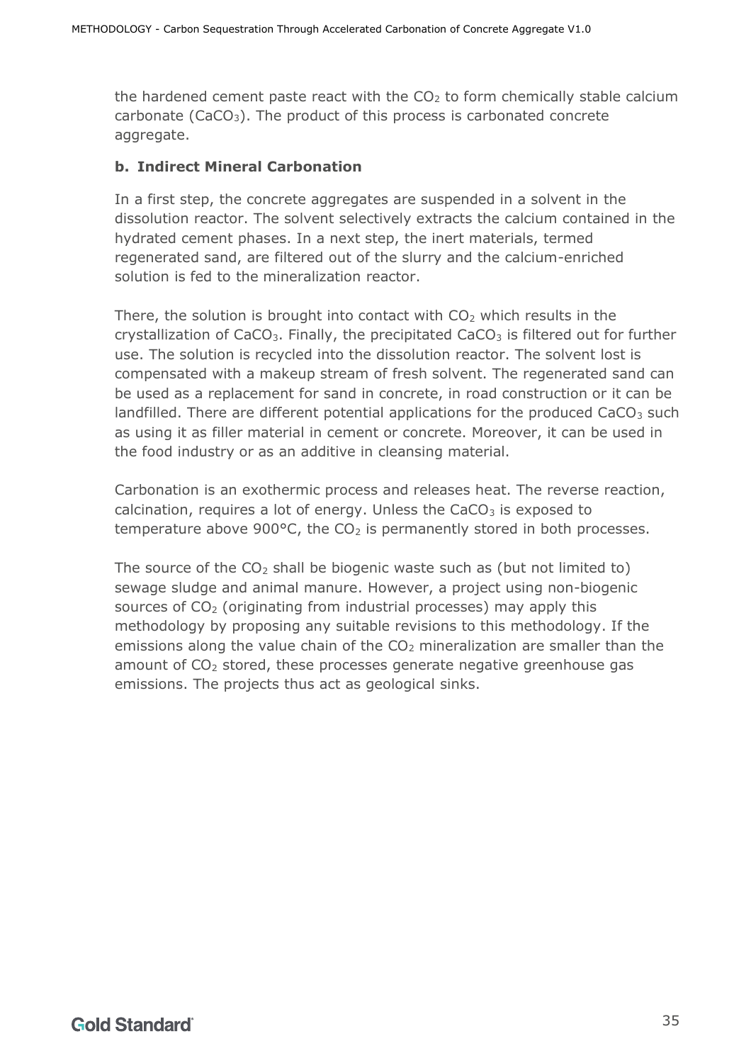the hardened cement paste react with the $CO_2$ to form chemically stable calcium carbonate ($CaCO_3$). The product of this process is carbonated concrete aggregate.

**b. Indirect Mineral Carbonation**

In a first step, the concrete aggregates are suspended in a solvent in the dissolution reactor. The solvent selectively extracts the calcium contained in the hydrated cement phases. In a next step, the inert materials, termed regenerated sand, are filtered out of the slurry and the calcium-enriched solution is fed to the mineralization reactor.

There, the solution is brought into contact with $CO_2$ which results in the crystallization of $CaCO_3$. Finally, the precipitated $CaCO_3$ is filtered out for further use. The solution is recycled into the dissolution reactor. The solvent lost is compensated with a makeup stream of fresh solvent. The regenerated sand can be used as a replacement for sand in concrete, in road construction or it can be landfilled. There are different potential applications for the produced $CaCO_3$ such as using it as filler material in cement or concrete. Moreover, it can be used in the food industry or as an additive in cleansing material.

Carbonation is an exothermic process and releases heat. The reverse reaction, calcination, requires a lot of energy. Unless the $CaCO_3$ is exposed to temperature above 900°C, the $CO_2$ is permanently stored in both processes.

The source of the $CO_2$ shall be biogenic waste such as (but not limited to) sewage sludge and animal manure. However, a project using non-biogenic sources of $CO_2$ (originating from industrial processes) may apply this methodology by proposing any suitable revisions to this methodology. If the emissions along the value chain of the $CO_2$ mineralization are smaller than the amount of $CO_2$ stored, these processes generate negative greenhouse gas emissions. The projects thus act as geological sinks.